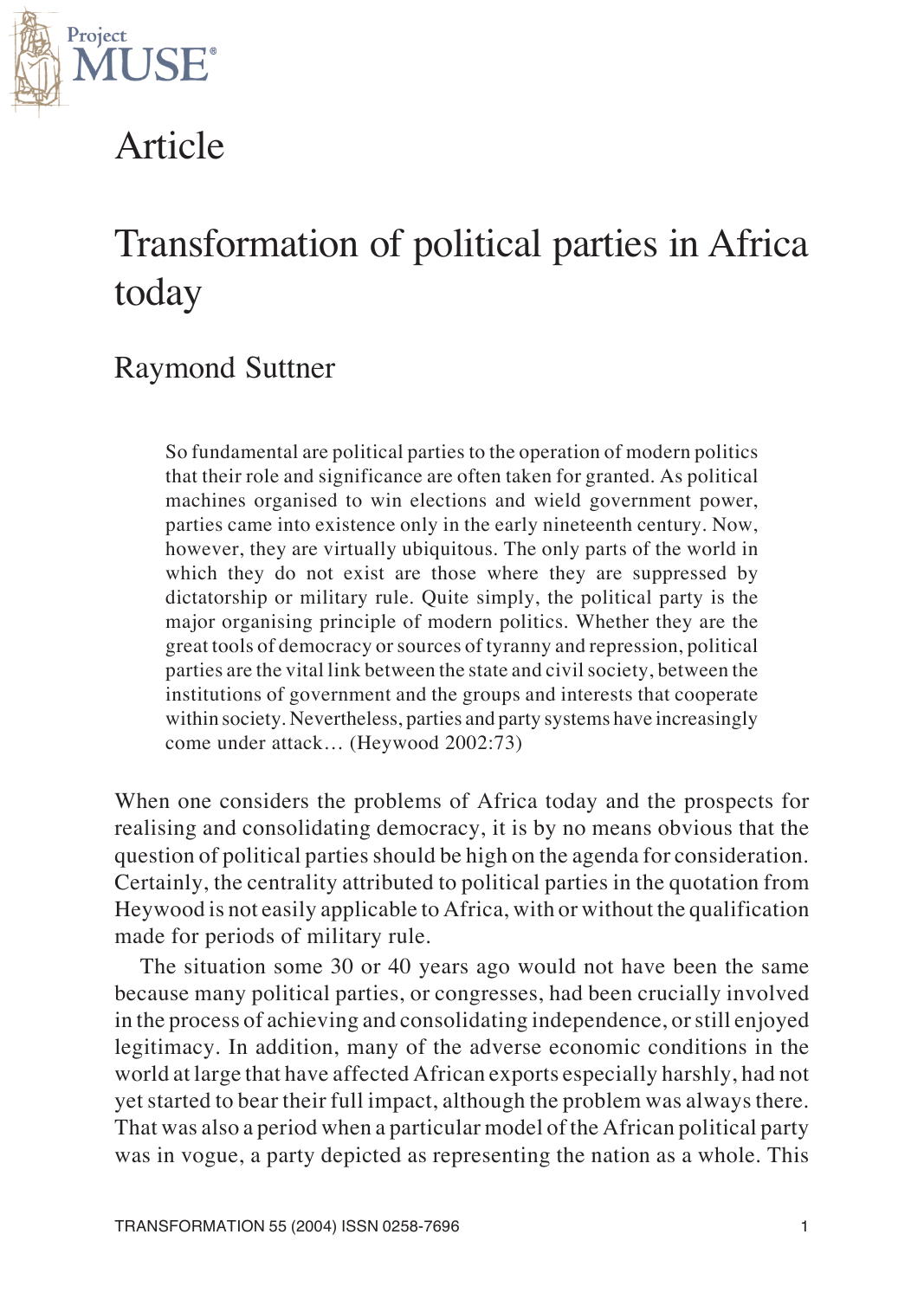Article

# Transformation of political parties in Africa today

## Raymond Suttner

> So fundamental are political parties to the operation of modern politics that their role and significance are often taken for granted. As political machines organised to win elections and wield government power, parties came into existence only in the early nineteenth century. Now, however, they are virtually ubiquitous. The only parts of the world in which they do not exist are those where they are suppressed by dictatorship or military rule. Quite simply, the political party is the major organising principle of modern politics. Whether they are the great tools of democracy or sources of tyranny and repression, political parties are the vital link between the state and civil society, between the institutions of government and the groups and interests that cooperate within society. Nevertheless, parties and party systems have increasingly come under attack… (Heywood 2002:73)

When one considers the problems of Africa today and the prospects for realising and consolidating democracy, it is by no means obvious that the question of political parties should be high on the agenda for consideration. Certainly, the centrality attributed to political parties in the quotation from Heywood is not easily applicable to Africa, with or without the qualification made for periods of military rule.

The situation some 30 or 40 years ago would not have been the same because many political parties, or congresses, had been crucially involved in the process of achieving and consolidating independence, or still enjoyed legitimacy. In addition, many of the adverse economic conditions in the world at large that have affected African exports especially harshly, had not yet started to bear their full impact, although the problem was always there. That was also a period when a particular model of the African political party was in vogue, a party depicted as representing the nation as a whole. This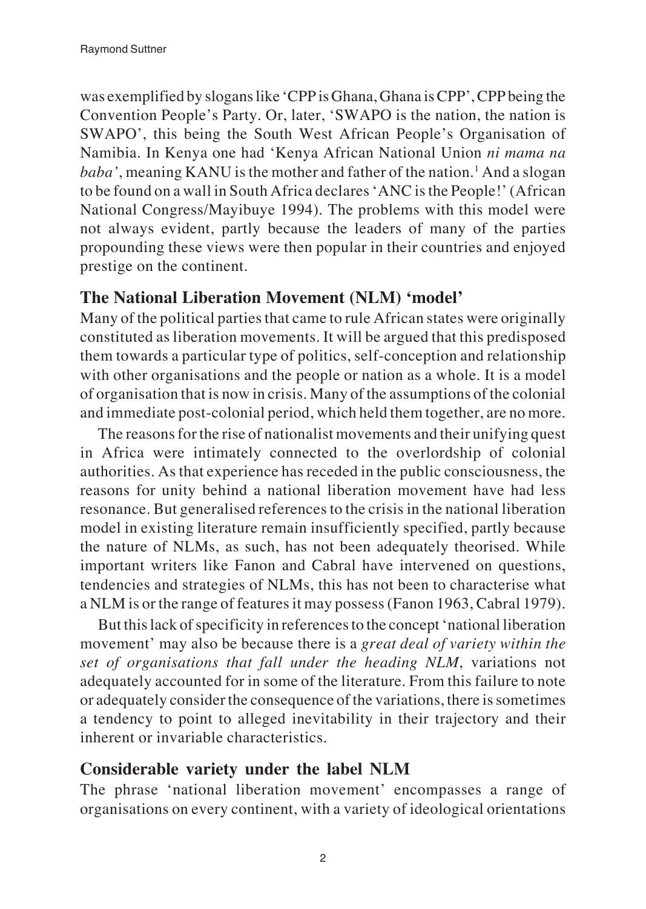was exemplified by slogans like 'CPP is Ghana, Ghana is CPP', CPP being the Convention People's Party. Or, later, 'SWAPO is the nation, the nation is SWAPO', this being the South West African People's Organisation of Namibia. In Kenya one had 'Kenya African National Union *ni mama na baba'*, meaning KANU is the mother and father of the nation.[1] And a slogan to be found on a wall in South Africa declares 'ANC is the People!' (African National Congress/Mayibuye 1994). The problems with this model were not always evident, partly because the leaders of many of the parties propounding these views were then popular in their countries and enjoyed prestige on the continent.

## The National Liberation Movement (NLM) 'model'

Many of the political parties that came to rule African states were originally constituted as liberation movements. It will be argued that this predisposed them towards a particular type of politics, self-conception and relationship with other organisations and the people or nation as a whole. It is a model of organisation that is now in crisis. Many of the assumptions of the colonial and immediate post-colonial period, which held them together, are no more.

The reasons for the rise of nationalist movements and their unifying quest in Africa were intimately connected to the overlordship of colonial authorities. As that experience has receded in the public consciousness, the reasons for unity behind a national liberation movement have had less resonance. But generalised references to the crisis in the national liberation model in existing literature remain insufficiently specified, partly because the nature of NLMs, as such, has not been adequately theorised. While important writers like Fanon and Cabral have intervened on questions, tendencies and strategies of NLMs, this has not been to characterise what a NLM is or the range of features it may possess (Fanon 1963, Cabral 1979).

But this lack of specificity in references to the concept 'national liberation movement' may also be because there is a *great deal of variety within the set of organisations that fall under the heading NLM*, variations not adequately accounted for in some of the literature. From this failure to note or adequately consider the consequence of the variations, there is sometimes a tendency to point to alleged inevitability in their trajectory and their inherent or invariable characteristics.

## Considerable variety under the label NLM

The phrase 'national liberation movement' encompasses a range of organisations on every continent, with a variety of ideological orientations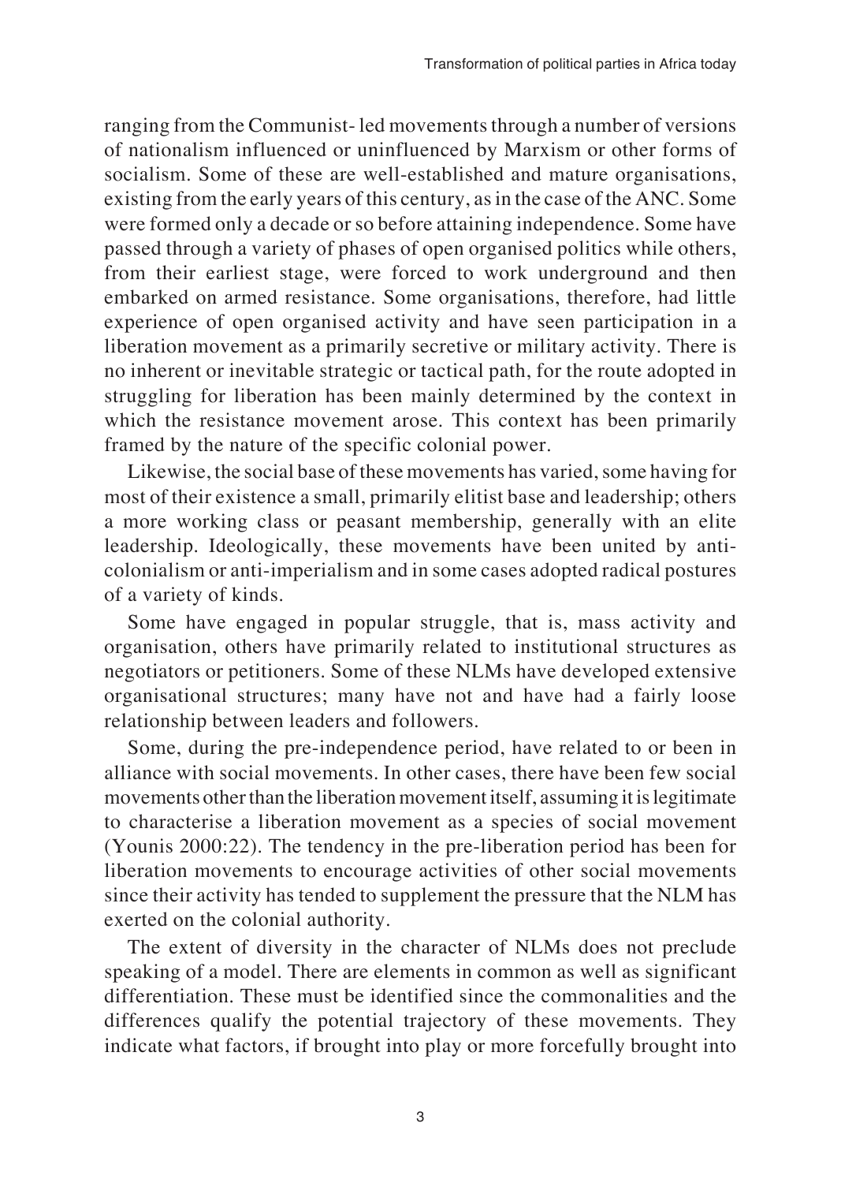ranging from the Communist- led movements through a number of versions of nationalism influenced or uninfluenced by Marxism or other forms of socialism. Some of these are well-established and mature organisations, existing from the early years of this century, as in the case of the ANC. Some were formed only a decade or so before attaining independence. Some have passed through a variety of phases of open organised politics while others, from their earliest stage, were forced to work underground and then embarked on armed resistance. Some organisations, therefore, had little experience of open organised activity and have seen participation in a liberation movement as a primarily secretive or military activity. There is no inherent or inevitable strategic or tactical path, for the route adopted in struggling for liberation has been mainly determined by the context in which the resistance movement arose. This context has been primarily framed by the nature of the specific colonial power.

Likewise, the social base of these movements has varied, some having for most of their existence a small, primarily elitist base and leadership; others a more working class or peasant membership, generally with an elite leadership. Ideologically, these movements have been united by anti-colonialism or anti-imperialism and in some cases adopted radical postures of a variety of kinds.

Some have engaged in popular struggle, that is, mass activity and organisation, others have primarily related to institutional structures as negotiators or petitioners. Some of these NLMs have developed extensive organisational structures; many have not and have had a fairly loose relationship between leaders and followers.

Some, during the pre-independence period, have related to or been in alliance with social movements. In other cases, there have been few social movements other than the liberation movement itself, assuming it is legitimate to characterise a liberation movement as a species of social movement (Younis 2000:22). The tendency in the pre-liberation period has been for liberation movements to encourage activities of other social movements since their activity has tended to supplement the pressure that the NLM has exerted on the colonial authority.

The extent of diversity in the character of NLMs does not preclude speaking of a model. There are elements in common as well as significant differentiation. These must be identified since the commonalities and the differences qualify the potential trajectory of these movements. They indicate what factors, if brought into play or more forcefully brought into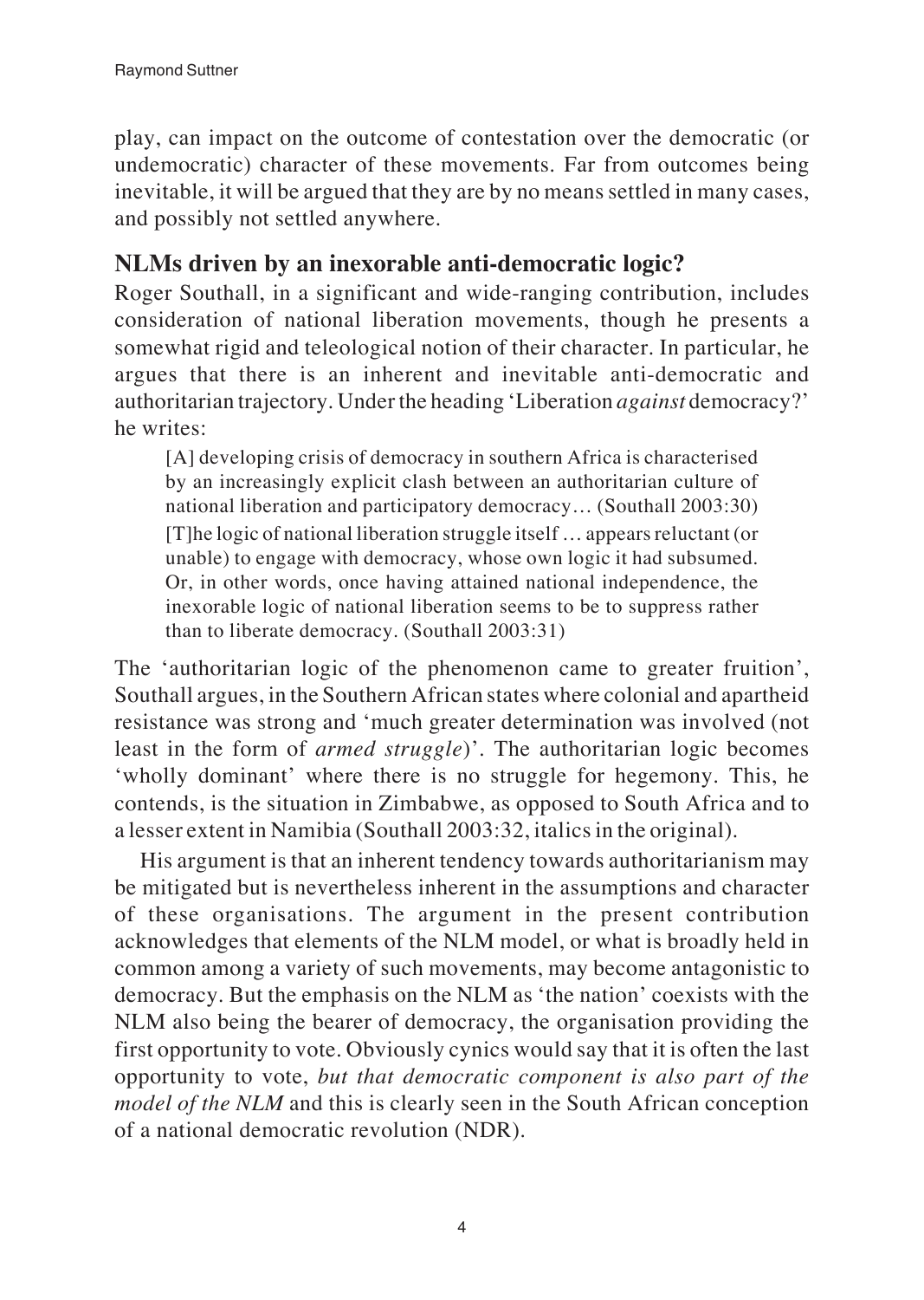play, can impact on the outcome of contestation over the democratic (or undemocratic) character of these movements. Far from outcomes being inevitable, it will be argued that they are by no means settled in many cases, and possibly not settled anywhere.

## NLMs driven by an inexorable anti-democratic logic?

Roger Southall, in a significant and wide-ranging contribution, includes consideration of national liberation movements, though he presents a somewhat rigid and teleological notion of their character. In particular, he argues that there is an inherent and inevitable anti-democratic and authoritarian trajectory. Under the heading 'Liberation *against* democracy?' he writes:

> [A] developing crisis of democracy in southern Africa is characterised by an increasingly explicit clash between an authoritarian culture of national liberation and participatory democracy… (Southall 2003:30)
>
> [T]he logic of national liberation struggle itself … appears reluctant (or unable) to engage with democracy, whose own logic it had subsumed. Or, in other words, once having attained national independence, the inexorable logic of national liberation seems to be to suppress rather than to liberate democracy. (Southall 2003:31)

The 'authoritarian logic of the phenomenon came to greater fruition', Southall argues, in the Southern African states where colonial and apartheid resistance was strong and 'much greater determination was involved (not least in the form of *armed struggle*)'. The authoritarian logic becomes 'wholly dominant' where there is no struggle for hegemony. This, he contends, is the situation in Zimbabwe, as opposed to South Africa and to a lesser extent in Namibia (Southall 2003:32, italics in the original).

His argument is that an inherent tendency towards authoritarianism may be mitigated but is nevertheless inherent in the assumptions and character of these organisations. The argument in the present contribution acknowledges that elements of the NLM model, or what is broadly held in common among a variety of such movements, may become antagonistic to democracy. But the emphasis on the NLM as 'the nation' coexists with the NLM also being the bearer of democracy, the organisation providing the first opportunity to vote. Obviously cynics would say that it is often the last opportunity to vote, *but that democratic component is also part of the model of the NLM* and this is clearly seen in the South African conception of a national democratic revolution (NDR).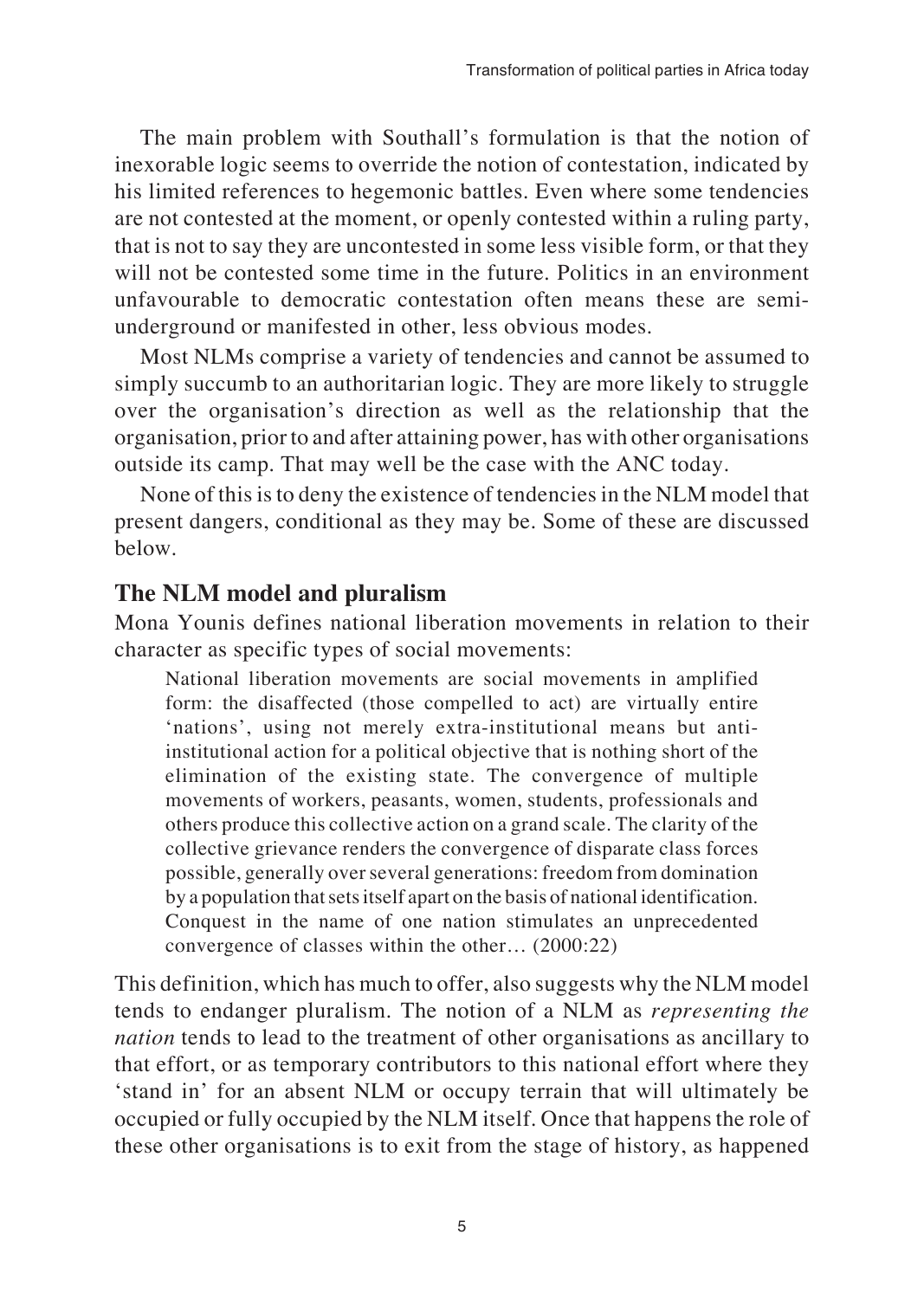The main problem with Southall's formulation is that the notion of inexorable logic seems to override the notion of contestation, indicated by his limited references to hegemonic battles. Even where some tendencies are not contested at the moment, or openly contested within a ruling party, that is not to say they are uncontested in some less visible form, or that they will not be contested some time in the future. Politics in an environment unfavourable to democratic contestation often means these are semi-underground or manifested in other, less obvious modes.

Most NLMs comprise a variety of tendencies and cannot be assumed to simply succumb to an authoritarian logic. They are more likely to struggle over the organisation's direction as well as the relationship that the organisation, prior to and after attaining power, has with other organisations outside its camp. That may well be the case with the ANC today.

None of this is to deny the existence of tendencies in the NLM model that present dangers, conditional as they may be. Some of these are discussed below.

## The NLM model and pluralism

Mona Younis defines national liberation movements in relation to their character as specific types of social movements:

> National liberation movements are social movements in amplified form: the disaffected (those compelled to act) are virtually entire 'nations', using not merely extra-institutional means but anti-institutional action for a political objective that is nothing short of the elimination of the existing state. The convergence of multiple movements of workers, peasants, women, students, professionals and others produce this collective action on a grand scale. The clarity of the collective grievance renders the convergence of disparate class forces possible, generally over several generations: freedom from domination by a population that sets itself apart on the basis of national identification. Conquest in the name of one nation stimulates an unprecedented convergence of classes within the other… (2000:22)

This definition, which has much to offer, also suggests why the NLM model tends to endanger pluralism. The notion of a NLM as *representing the nation* tends to lead to the treatment of other organisations as ancillary to that effort, or as temporary contributors to this national effort where they 'stand in' for an absent NLM or occupy terrain that will ultimately be occupied or fully occupied by the NLM itself. Once that happens the role of these other organisations is to exit from the stage of history, as happened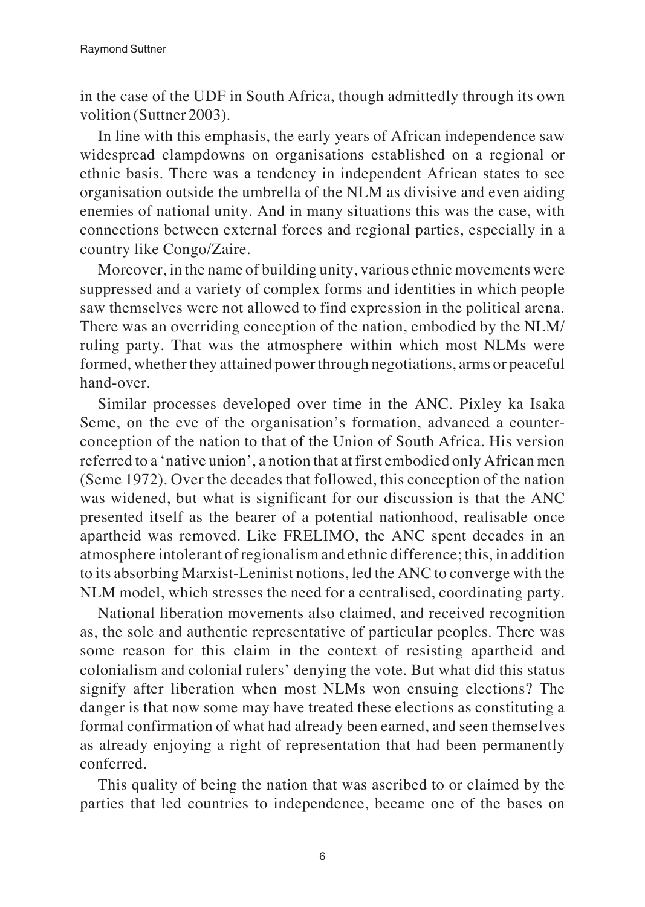in the case of the UDF in South Africa, though admittedly through its own volition (Suttner 2003).

In line with this emphasis, the early years of African independence saw widespread clampdowns on organisations established on a regional or ethnic basis. There was a tendency in independent African states to see organisation outside the umbrella of the NLM as divisive and even aiding enemies of national unity. And in many situations this was the case, with connections between external forces and regional parties, especially in a country like Congo/Zaire.

Moreover, in the name of building unity, various ethnic movements were suppressed and a variety of complex forms and identities in which people saw themselves were not allowed to find expression in the political arena. There was an overriding conception of the nation, embodied by the NLM/ ruling party. That was the atmosphere within which most NLMs were formed, whether they attained power through negotiations, arms or peaceful hand-over.

Similar processes developed over time in the ANC. Pixley ka Isaka Seme, on the eve of the organisation's formation, advanced a counter-conception of the nation to that of the Union of South Africa. His version referred to a 'native union', a notion that at first embodied only African men (Seme 1972). Over the decades that followed, this conception of the nation was widened, but what is significant for our discussion is that the ANC presented itself as the bearer of a potential nationhood, realisable once apartheid was removed. Like FRELIMO, the ANC spent decades in an atmosphere intolerant of regionalism and ethnic difference; this, in addition to its absorbing Marxist-Leninist notions, led the ANC to converge with the NLM model, which stresses the need for a centralised, coordinating party.

National liberation movements also claimed, and received recognition as, the sole and authentic representative of particular peoples. There was some reason for this claim in the context of resisting apartheid and colonialism and colonial rulers' denying the vote. But what did this status signify after liberation when most NLMs won ensuing elections? The danger is that now some may have treated these elections as constituting a formal confirmation of what had already been earned, and seen themselves as already enjoying a right of representation that had been permanently conferred.

This quality of being the nation that was ascribed to or claimed by the parties that led countries to independence, became one of the bases on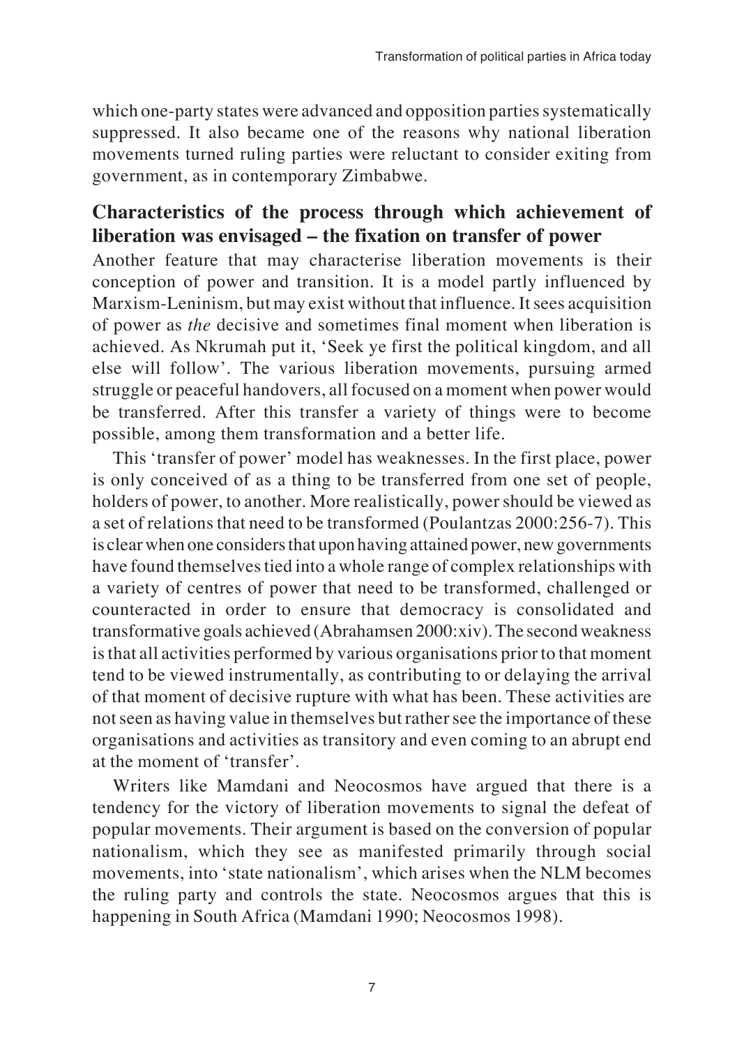which one-party states were advanced and opposition parties systematically suppressed. It also became one of the reasons why national liberation movements turned ruling parties were reluctant to consider exiting from government, as in contemporary Zimbabwe.

## Characteristics of the process through which achievement of liberation was envisaged – the fixation on transfer of power

Another feature that may characterise liberation movements is their conception of power and transition. It is a model partly influenced by Marxism-Leninism, but may exist without that influence. It sees acquisition of power as *the* decisive and sometimes final moment when liberation is achieved. As Nkrumah put it, 'Seek ye first the political kingdom, and all else will follow'. The various liberation movements, pursuing armed struggle or peaceful handovers, all focused on a moment when power would be transferred. After this transfer a variety of things were to become possible, among them transformation and a better life.

This 'transfer of power' model has weaknesses. In the first place, power is only conceived of as a thing to be transferred from one set of people, holders of power, to another. More realistically, power should be viewed as a set of relations that need to be transformed (Poulantzas 2000:256-7). This is clear when one considers that upon having attained power, new governments have found themselves tied into a whole range of complex relationships with a variety of centres of power that need to be transformed, challenged or counteracted in order to ensure that democracy is consolidated and transformative goals achieved (Abrahamsen 2000:xiv). The second weakness is that all activities performed by various organisations prior to that moment tend to be viewed instrumentally, as contributing to or delaying the arrival of that moment of decisive rupture with what has been. These activities are not seen as having value in themselves but rather see the importance of these organisations and activities as transitory and even coming to an abrupt end at the moment of 'transfer'.

Writers like Mamdani and Neocosmos have argued that there is a tendency for the victory of liberation movements to signal the defeat of popular movements. Their argument is based on the conversion of popular nationalism, which they see as manifested primarily through social movements, into 'state nationalism', which arises when the NLM becomes the ruling party and controls the state. Neocosmos argues that this is happening in South Africa (Mamdani 1990; Neocosmos 1998).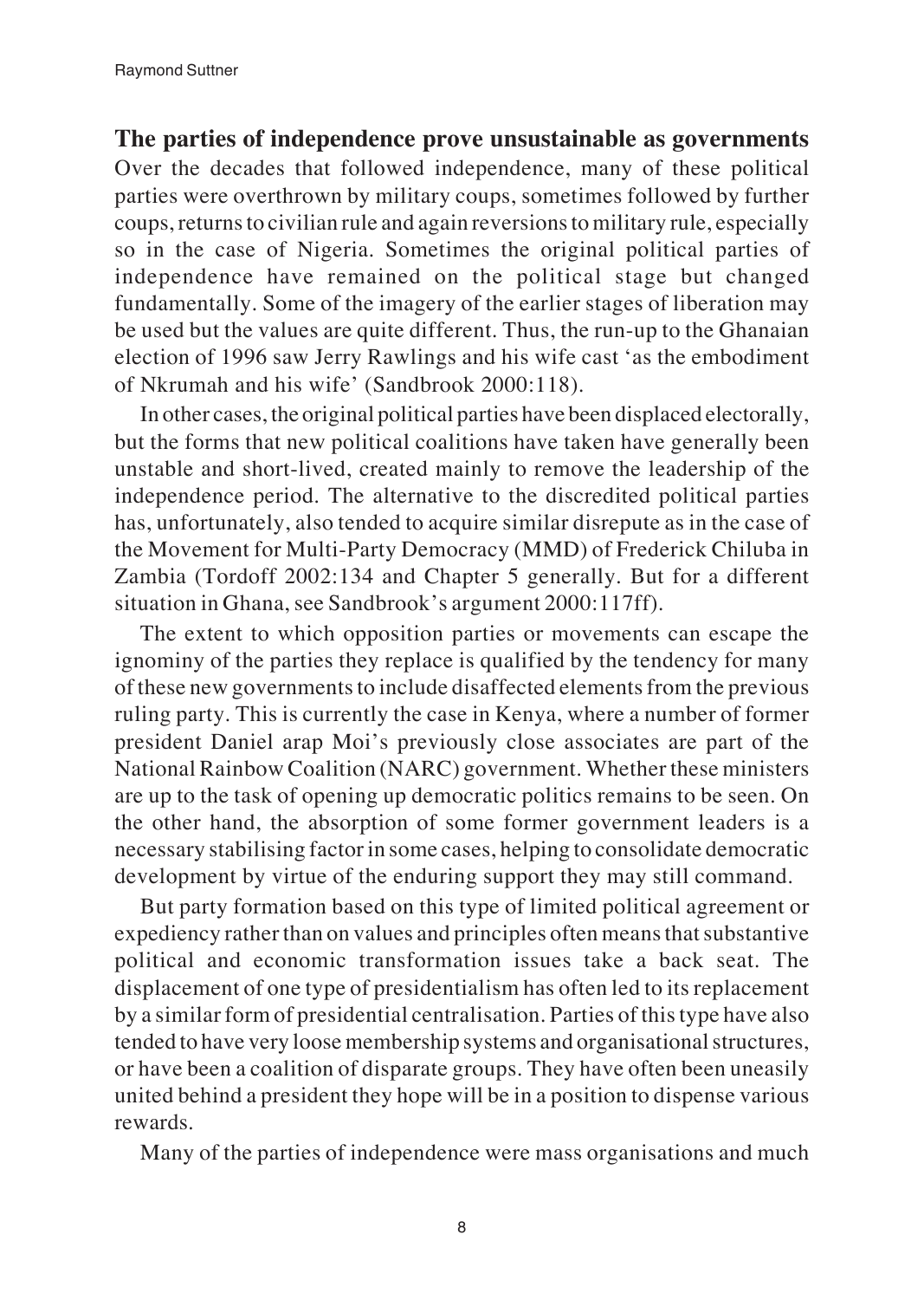## The parties of independence prove unsustainable as governments

Over the decades that followed independence, many of these political parties were overthrown by military coups, sometimes followed by further coups, returns to civilian rule and again reversions to military rule, especially so in the case of Nigeria. Sometimes the original political parties of independence have remained on the political stage but changed fundamentally. Some of the imagery of the earlier stages of liberation may be used but the values are quite different. Thus, the run-up to the Ghanaian election of 1996 saw Jerry Rawlings and his wife cast 'as the embodiment of Nkrumah and his wife' (Sandbrook 2000:118).

In other cases, the original political parties have been displaced electorally, but the forms that new political coalitions have taken have generally been unstable and short-lived, created mainly to remove the leadership of the independence period. The alternative to the discredited political parties has, unfortunately, also tended to acquire similar disrepute as in the case of the Movement for Multi-Party Democracy (MMD) of Frederick Chiluba in Zambia (Tordoff 2002:134 and Chapter 5 generally. But for a different situation in Ghana, see Sandbrook's argument 2000:117ff).

The extent to which opposition parties or movements can escape the ignominy of the parties they replace is qualified by the tendency for many of these new governments to include disaffected elements from the previous ruling party. This is currently the case in Kenya, where a number of former president Daniel arap Moi's previously close associates are part of the National Rainbow Coalition (NARC) government. Whether these ministers are up to the task of opening up democratic politics remains to be seen. On the other hand, the absorption of some former government leaders is a necessary stabilising factor in some cases, helping to consolidate democratic development by virtue of the enduring support they may still command.

But party formation based on this type of limited political agreement or expediency rather than on values and principles often means that substantive political and economic transformation issues take a back seat. The displacement of one type of presidentialism has often led to its replacement by a similar form of presidential centralisation. Parties of this type have also tended to have very loose membership systems and organisational structures, or have been a coalition of disparate groups. They have often been uneasily united behind a president they hope will be in a position to dispense various rewards.

Many of the parties of independence were mass organisations and much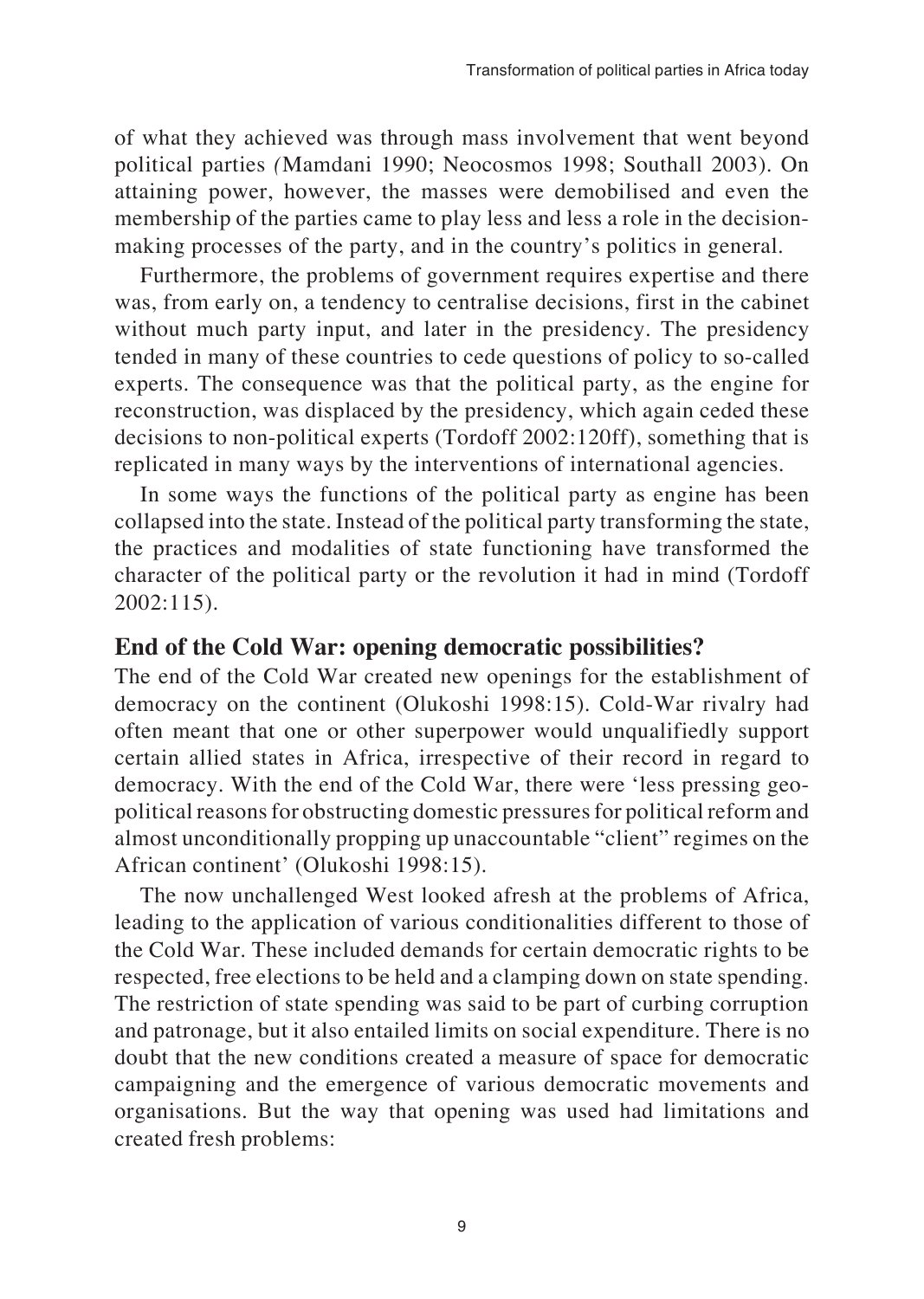of what they achieved was through mass involvement that went beyond political parties (Mamdani 1990; Neocosmos 1998; Southall 2003). On attaining power, however, the masses were demobilised and even the membership of the parties came to play less and less a role in the decision-making processes of the party, and in the country's politics in general.

Furthermore, the problems of government requires expertise and there was, from early on, a tendency to centralise decisions, first in the cabinet without much party input, and later in the presidency. The presidency tended in many of these countries to cede questions of policy to so-called experts. The consequence was that the political party, as the engine for reconstruction, was displaced by the presidency, which again ceded these decisions to non-political experts (Tordoff 2002:120ff), something that is replicated in many ways by the interventions of international agencies.

In some ways the functions of the political party as engine has been collapsed into the state. Instead of the political party transforming the state, the practices and modalities of state functioning have transformed the character of the political party or the revolution it had in mind (Tordoff 2002:115).

## End of the Cold War: opening democratic possibilities?

The end of the Cold War created new openings for the establishment of democracy on the continent (Olukoshi 1998:15). Cold-War rivalry had often meant that one or other superpower would unqualifiedly support certain allied states in Africa, irrespective of their record in regard to democracy. With the end of the Cold War, there were 'less pressing geo-political reasons for obstructing domestic pressures for political reform and almost unconditionally propping up unaccountable "client" regimes on the African continent' (Olukoshi 1998:15).

The now unchallenged West looked afresh at the problems of Africa, leading to the application of various conditionalities different to those of the Cold War. These included demands for certain democratic rights to be respected, free elections to be held and a clamping down on state spending. The restriction of state spending was said to be part of curbing corruption and patronage, but it also entailed limits on social expenditure. There is no doubt that the new conditions created a measure of space for democratic campaigning and the emergence of various democratic movements and organisations. But the way that opening was used had limitations and created fresh problems: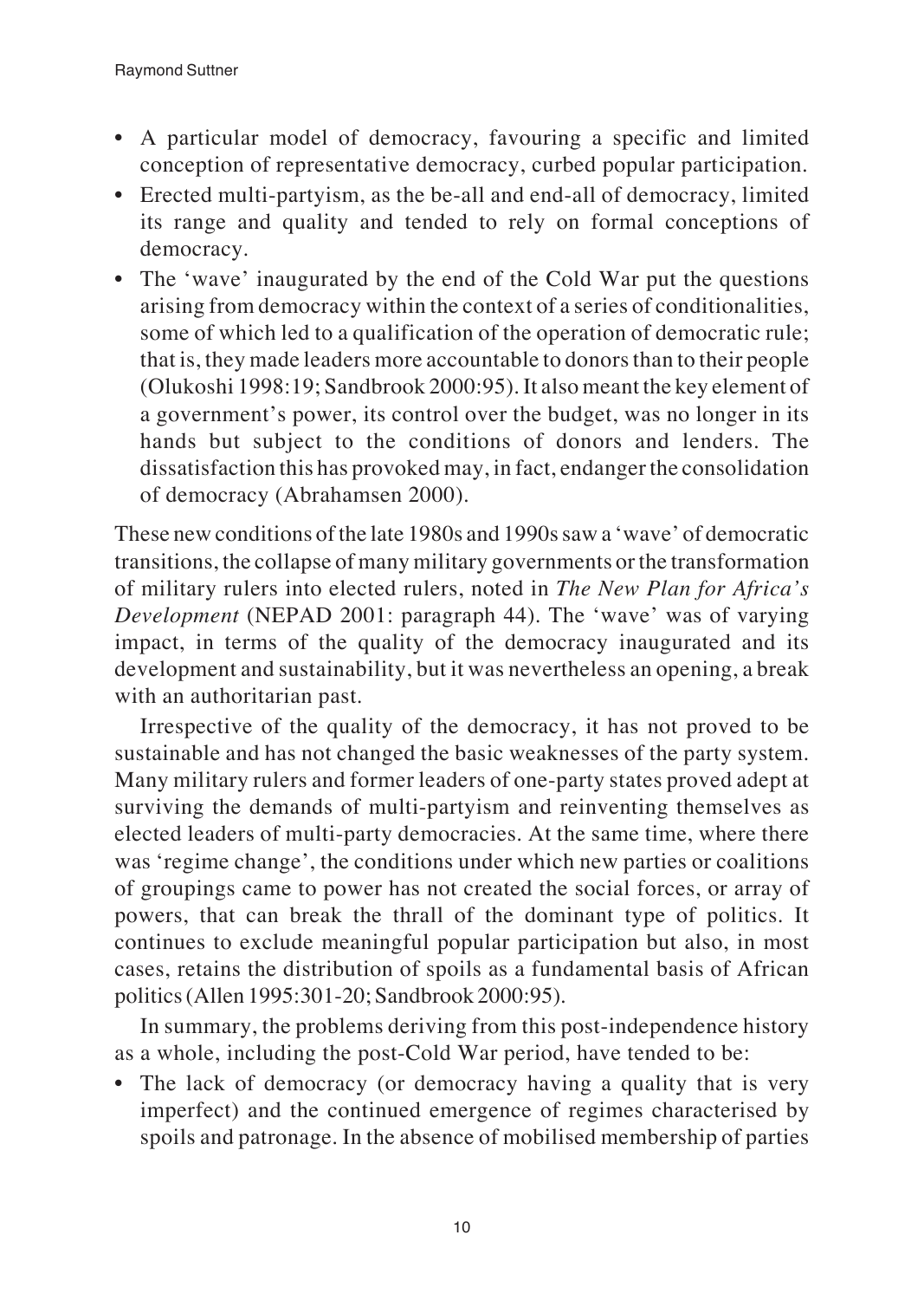- A particular model of democracy, favouring a specific and limited conception of representative democracy, curbed popular participation.
- Erected multi-partyism, as the be-all and end-all of democracy, limited its range and quality and tended to rely on formal conceptions of democracy.
- The 'wave' inaugurated by the end of the Cold War put the questions arising from democracy within the context of a series of conditionalities, some of which led to a qualification of the operation of democratic rule; that is, they made leaders more accountable to donors than to their people (Olukoshi 1998:19; Sandbrook 2000:95). It also meant the key element of a government's power, its control over the budget, was no longer in its hands but subject to the conditions of donors and lenders. The dissatisfaction this has provoked may, in fact, endanger the consolidation of democracy (Abrahamsen 2000).

These new conditions of the late 1980s and 1990s saw a 'wave' of democratic transitions, the collapse of many military governments or the transformation of military rulers into elected rulers, noted in *The New Plan for Africa's Development* (NEPAD 2001: paragraph 44). The 'wave' was of varying impact, in terms of the quality of the democracy inaugurated and its development and sustainability, but it was nevertheless an opening, a break with an authoritarian past.

Irrespective of the quality of the democracy, it has not proved to be sustainable and has not changed the basic weaknesses of the party system. Many military rulers and former leaders of one-party states proved adept at surviving the demands of multi-partyism and reinventing themselves as elected leaders of multi-party democracies. At the same time, where there was 'regime change', the conditions under which new parties or coalitions of groupings came to power has not created the social forces, or array of powers, that can break the thrall of the dominant type of politics. It continues to exclude meaningful popular participation but also, in most cases, retains the distribution of spoils as a fundamental basis of African politics (Allen 1995:301-20; Sandbrook 2000:95).

In summary, the problems deriving from this post-independence history as a whole, including the post-Cold War period, have tended to be:

- The lack of democracy (or democracy having a quality that is very imperfect) and the continued emergence of regimes characterised by spoils and patronage. In the absence of mobilised membership of parties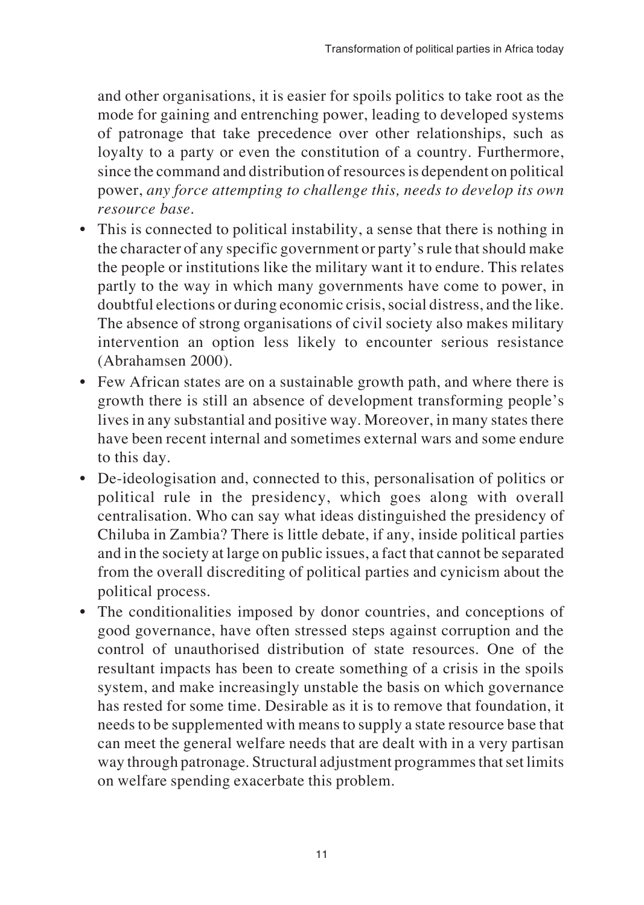and other organisations, it is easier for spoils politics to take root as the mode for gaining and entrenching power, leading to developed systems of patronage that take precedence over other relationships, such as loyalty to a party or even the constitution of a country. Furthermore, since the command and distribution of resources is dependent on political power, *any force attempting to challenge this, needs to develop its own resource base*.

- This is connected to political instability, a sense that there is nothing in the character of any specific government or party's rule that should make the people or institutions like the military want it to endure. This relates partly to the way in which many governments have come to power, in doubtful elections or during economic crisis, social distress, and the like. The absence of strong organisations of civil society also makes military intervention an option less likely to encounter serious resistance (Abrahamsen 2000).
- Few African states are on a sustainable growth path, and where there is growth there is still an absence of development transforming people's lives in any substantial and positive way. Moreover, in many states there have been recent internal and sometimes external wars and some endure to this day.
- De-ideologisation and, connected to this, personalisation of politics or political rule in the presidency, which goes along with overall centralisation. Who can say what ideas distinguished the presidency of Chiluba in Zambia? There is little debate, if any, inside political parties and in the society at large on public issues, a fact that cannot be separated from the overall discrediting of political parties and cynicism about the political process.
- The conditionalities imposed by donor countries, and conceptions of good governance, have often stressed steps against corruption and the control of unauthorised distribution of state resources. One of the resultant impacts has been to create something of a crisis in the spoils system, and make increasingly unstable the basis on which governance has rested for some time. Desirable as it is to remove that foundation, it needs to be supplemented with means to supply a state resource base that can meet the general welfare needs that are dealt with in a very partisan way through patronage. Structural adjustment programmes that set limits on welfare spending exacerbate this problem.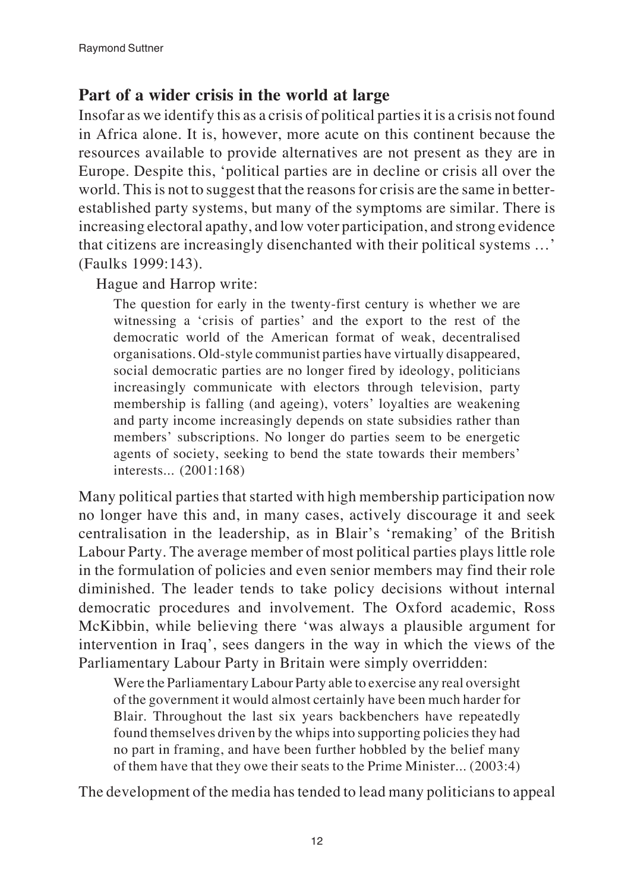## Part of a wider crisis in the world at large

Insofar as we identify this as a crisis of political parties it is a crisis not found in Africa alone. It is, however, more acute on this continent because the resources available to provide alternatives are not present as they are in Europe. Despite this, 'political parties are in decline or crisis all over the world. This is not to suggest that the reasons for crisis are the same in better-established party systems, but many of the symptoms are similar. There is increasing electoral apathy, and low voter participation, and strong evidence that citizens are increasingly disenchanted with their political systems …' (Faulks 1999:143).

Hague and Harrop write:

> The question for early in the twenty-first century is whether we are witnessing a 'crisis of parties' and the export to the rest of the democratic world of the American format of weak, decentralised organisations. Old-style communist parties have virtually disappeared, social democratic parties are no longer fired by ideology, politicians increasingly communicate with electors through television, party membership is falling (and ageing), voters' loyalties are weakening and party income increasingly depends on state subsidies rather than members' subscriptions. No longer do parties seem to be energetic agents of society, seeking to bend the state towards their members' interests... (2001:168)

Many political parties that started with high membership participation now no longer have this and, in many cases, actively discourage it and seek centralisation in the leadership, as in Blair's 'remaking' of the British Labour Party. The average member of most political parties plays little role in the formulation of policies and even senior members may find their role diminished. The leader tends to take policy decisions without internal democratic procedures and involvement. The Oxford academic, Ross McKibbin, while believing there 'was always a plausible argument for intervention in Iraq', sees dangers in the way in which the views of the Parliamentary Labour Party in Britain were simply overridden:

> Were the Parliamentary Labour Party able to exercise any real oversight of the government it would almost certainly have been much harder for Blair. Throughout the last six years backbenchers have repeatedly found themselves driven by the whips into supporting policies they had no part in framing, and have been further hobbled by the belief many of them have that they owe their seats to the Prime Minister... (2003:4)

The development of the media has tended to lead many politicians to appeal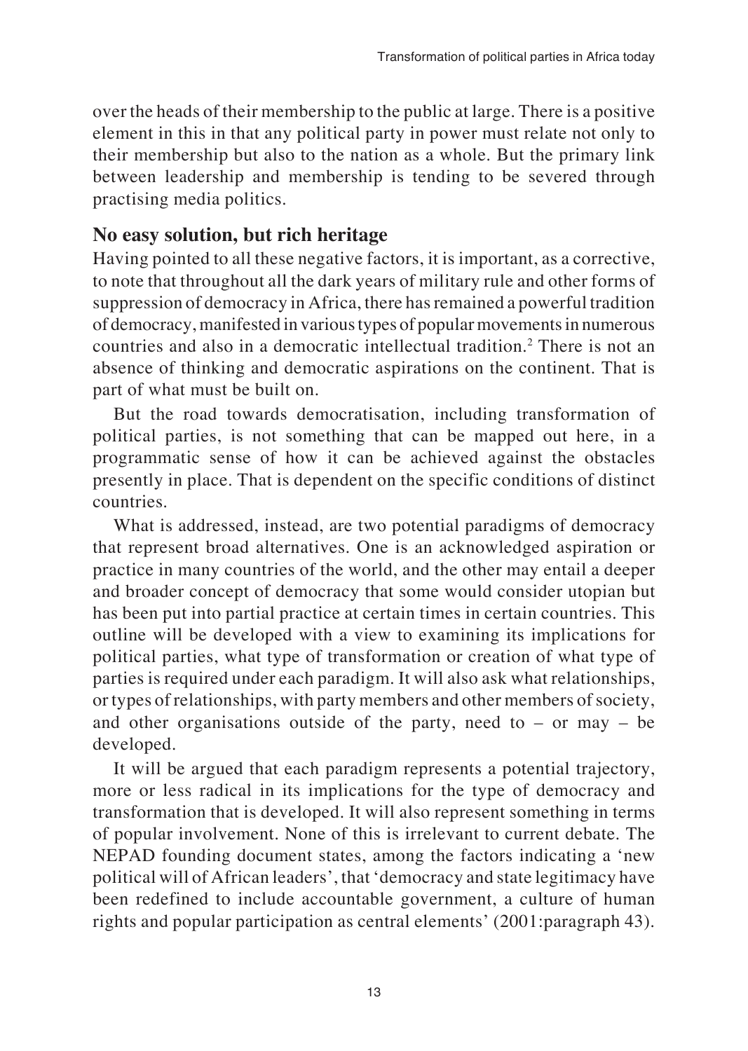over the heads of their membership to the public at large. There is a positive element in this in that any political party in power must relate not only to their membership but also to the nation as a whole. But the primary link between leadership and membership is tending to be severed through practising media politics.

## No easy solution, but rich heritage

Having pointed to all these negative factors, it is important, as a corrective, to note that throughout all the dark years of military rule and other forms of suppression of democracy in Africa, there has remained a powerful tradition of democracy, manifested in various types of popular movements in numerous countries and also in a democratic intellectual tradition.[2] There is not an absence of thinking and democratic aspirations on the continent. That is part of what must be built on.

But the road towards democratisation, including transformation of political parties, is not something that can be mapped out here, in a programmatic sense of how it can be achieved against the obstacles presently in place. That is dependent on the specific conditions of distinct countries.

What is addressed, instead, are two potential paradigms of democracy that represent broad alternatives. One is an acknowledged aspiration or practice in many countries of the world, and the other may entail a deeper and broader concept of democracy that some would consider utopian but has been put into partial practice at certain times in certain countries. This outline will be developed with a view to examining its implications for political parties, what type of transformation or creation of what type of parties is required under each paradigm. It will also ask what relationships, or types of relationships, with party members and other members of society, and other organisations outside of the party, need to – or may – be developed.

It will be argued that each paradigm represents a potential trajectory, more or less radical in its implications for the type of democracy and transformation that is developed. It will also represent something in terms of popular involvement. None of this is irrelevant to current debate. The NEPAD founding document states, among the factors indicating a 'new political will of African leaders', that 'democracy and state legitimacy have been redefined to include accountable government, a culture of human rights and popular participation as central elements' (2001:paragraph 43).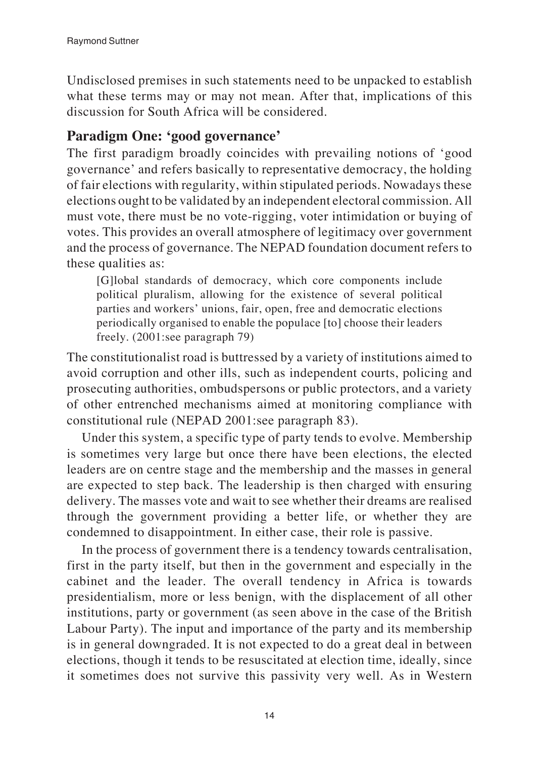Undisclosed premises in such statements need to be unpacked to establish what these terms may or may not mean. After that, implications of this discussion for South Africa will be considered.

## Paradigm One: 'good governance'

The first paradigm broadly coincides with prevailing notions of 'good governance' and refers basically to representative democracy, the holding of fair elections with regularity, within stipulated periods. Nowadays these elections ought to be validated by an independent electoral commission. All must vote, there must be no vote-rigging, voter intimidation or buying of votes. This provides an overall atmosphere of legitimacy over government and the process of governance. The NEPAD foundation document refers to these qualities as:

> [G]lobal standards of democracy, which core components include political pluralism, allowing for the existence of several political parties and workers' unions, fair, open, free and democratic elections periodically organised to enable the populace [to] choose their leaders freely. (2001:see paragraph 79)

The constitutionalist road is buttressed by a variety of institutions aimed to avoid corruption and other ills, such as independent courts, policing and prosecuting authorities, ombudspersons or public protectors, and a variety of other entrenched mechanisms aimed at monitoring compliance with constitutional rule (NEPAD 2001:see paragraph 83).

Under this system, a specific type of party tends to evolve. Membership is sometimes very large but once there have been elections, the elected leaders are on centre stage and the membership and the masses in general are expected to step back. The leadership is then charged with ensuring delivery. The masses vote and wait to see whether their dreams are realised through the government providing a better life, or whether they are condemned to disappointment. In either case, their role is passive.

In the process of government there is a tendency towards centralisation, first in the party itself, but then in the government and especially in the cabinet and the leader. The overall tendency in Africa is towards presidentialism, more or less benign, with the displacement of all other institutions, party or government (as seen above in the case of the British Labour Party). The input and importance of the party and its membership is in general downgraded. It is not expected to do a great deal in between elections, though it tends to be resuscitated at election time, ideally, since it sometimes does not survive this passivity very well. As in Western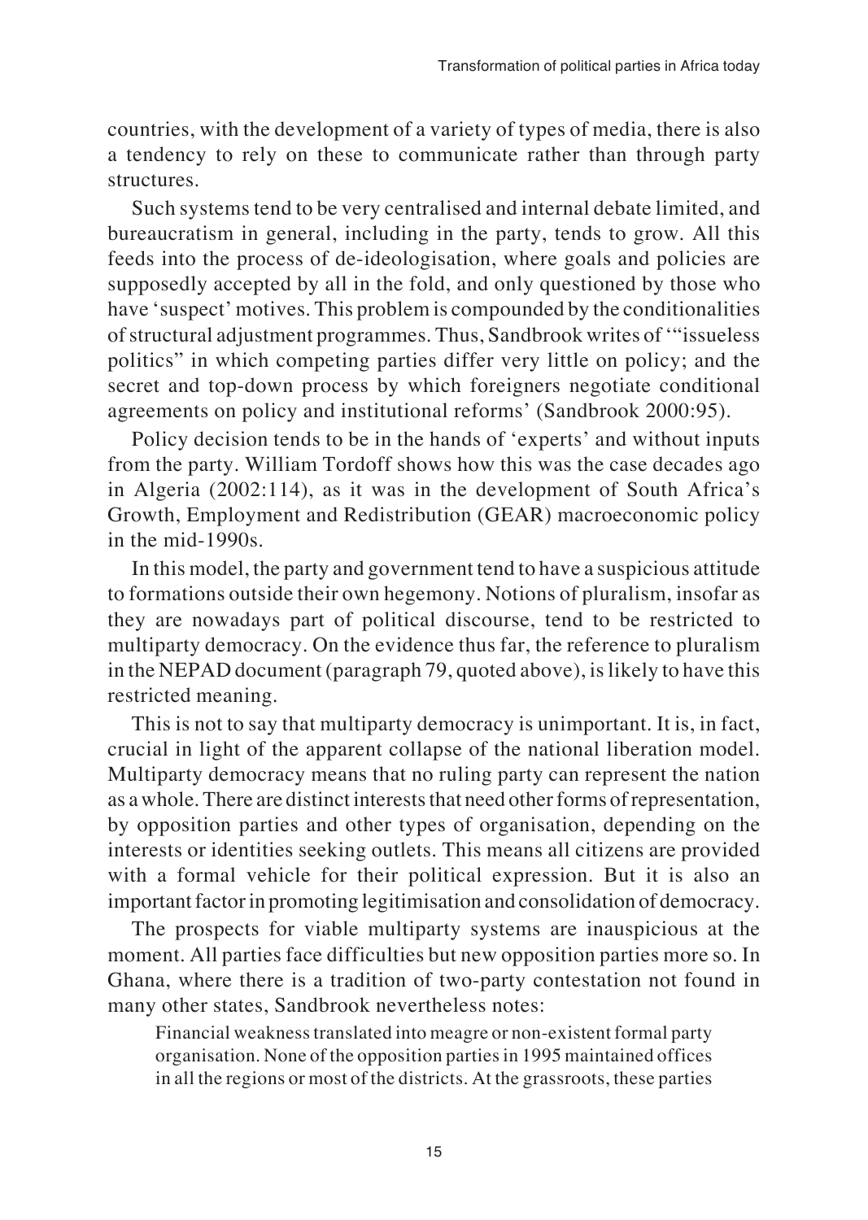countries, with the development of a variety of types of media, there is also a tendency to rely on these to communicate rather than through party structures.

Such systems tend to be very centralised and internal debate limited, and bureaucratism in general, including in the party, tends to grow. All this feeds into the process of de-ideologisation, where goals and policies are supposedly accepted by all in the fold, and only questioned by those who have 'suspect' motives. This problem is compounded by the conditionalities of structural adjustment programmes. Thus, Sandbrook writes of '"issueless politics" in which competing parties differ very little on policy; and the secret and top-down process by which foreigners negotiate conditional agreements on policy and institutional reforms' (Sandbrook 2000:95).

Policy decision tends to be in the hands of 'experts' and without inputs from the party. William Tordoff shows how this was the case decades ago in Algeria (2002:114), as it was in the development of South Africa's Growth, Employment and Redistribution (GEAR) macroeconomic policy in the mid-1990s.

In this model, the party and government tend to have a suspicious attitude to formations outside their own hegemony. Notions of pluralism, insofar as they are nowadays part of political discourse, tend to be restricted to multiparty democracy. On the evidence thus far, the reference to pluralism in the NEPAD document (paragraph 79, quoted above), is likely to have this restricted meaning.

This is not to say that multiparty democracy is unimportant. It is, in fact, crucial in light of the apparent collapse of the national liberation model. Multiparty democracy means that no ruling party can represent the nation as a whole. There are distinct interests that need other forms of representation, by opposition parties and other types of organisation, depending on the interests or identities seeking outlets. This means all citizens are provided with a formal vehicle for their political expression. But it is also an important factor in promoting legitimisation and consolidation of democracy.

The prospects for viable multiparty systems are inauspicious at the moment. All parties face difficulties but new opposition parties more so. In Ghana, where there is a tradition of two-party contestation not found in many other states, Sandbrook nevertheless notes:

> Financial weakness translated into meagre or non-existent formal party organisation. None of the opposition parties in 1995 maintained offices in all the regions or most of the districts. At the grassroots, these parties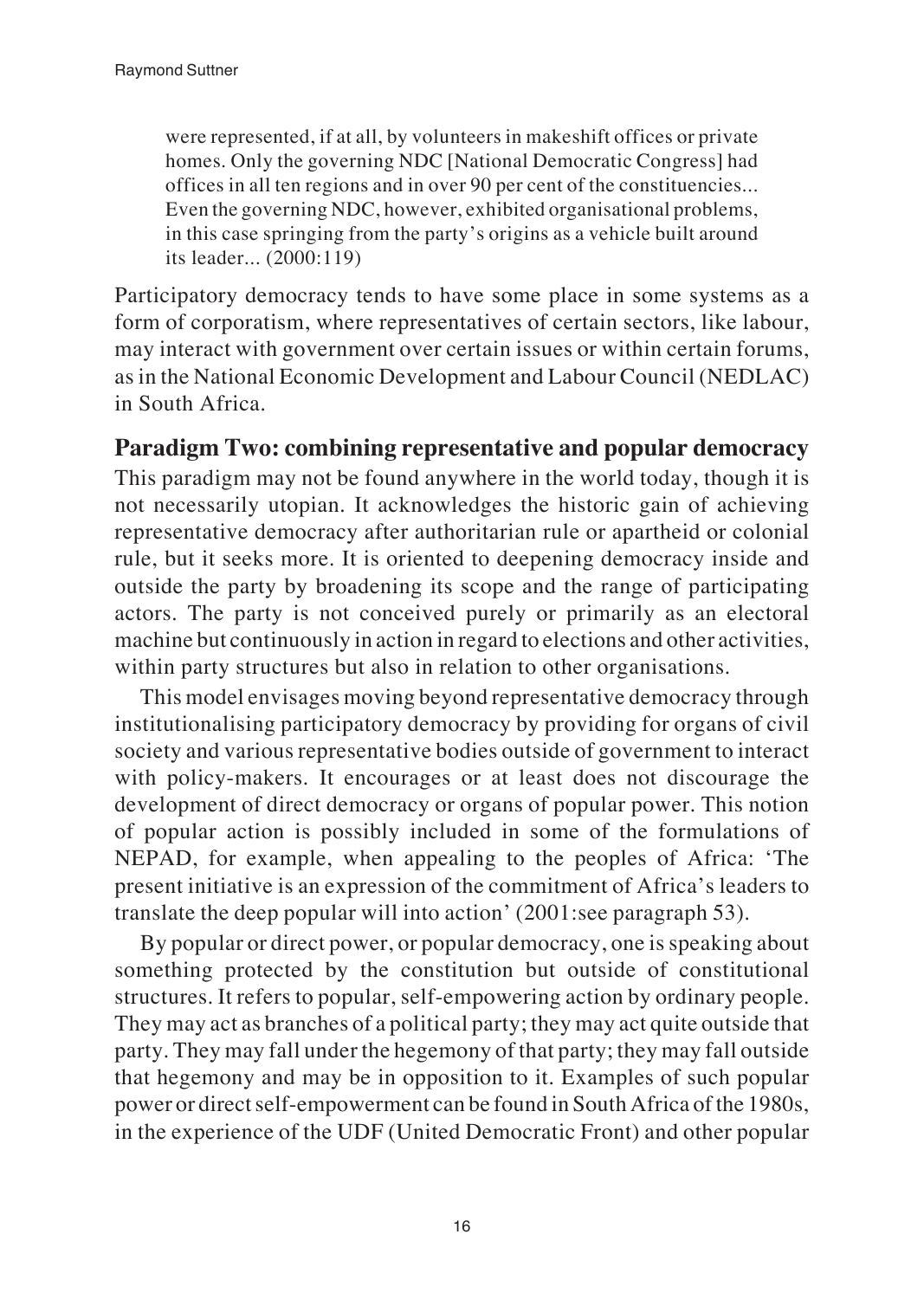> were represented, if at all, by volunteers in makeshift offices or private homes. Only the governing NDC [National Democratic Congress] had offices in all ten regions and in over 90 per cent of the constituencies... Even the governing NDC, however, exhibited organisational problems, in this case springing from the party's origins as a vehicle built around its leader... (2000:119)

Participatory democracy tends to have some place in some systems as a form of corporatism, where representatives of certain sectors, like labour, may interact with government over certain issues or within certain forums, as in the National Economic Development and Labour Council (NEDLAC) in South Africa.

## Paradigm Two: combining representative and popular democracy

This paradigm may not be found anywhere in the world today, though it is not necessarily utopian. It acknowledges the historic gain of achieving representative democracy after authoritarian rule or apartheid or colonial rule, but it seeks more. It is oriented to deepening democracy inside and outside the party by broadening its scope and the range of participating actors. The party is not conceived purely or primarily as an electoral machine but continuously in action in regard to elections and other activities, within party structures but also in relation to other organisations.

This model envisages moving beyond representative democracy through institutionalising participatory democracy by providing for organs of civil society and various representative bodies outside of government to interact with policy-makers. It encourages or at least does not discourage the development of direct democracy or organs of popular power. This notion of popular action is possibly included in some of the formulations of NEPAD, for example, when appealing to the peoples of Africa: 'The present initiative is an expression of the commitment of Africa's leaders to translate the deep popular will into action' (2001:see paragraph 53).

By popular or direct power, or popular democracy, one is speaking about something protected by the constitution but outside of constitutional structures. It refers to popular, self-empowering action by ordinary people. They may act as branches of a political party; they may act quite outside that party. They may fall under the hegemony of that party; they may fall outside that hegemony and may be in opposition to it. Examples of such popular power or direct self-empowerment can be found in South Africa of the 1980s, in the experience of the UDF (United Democratic Front) and other popular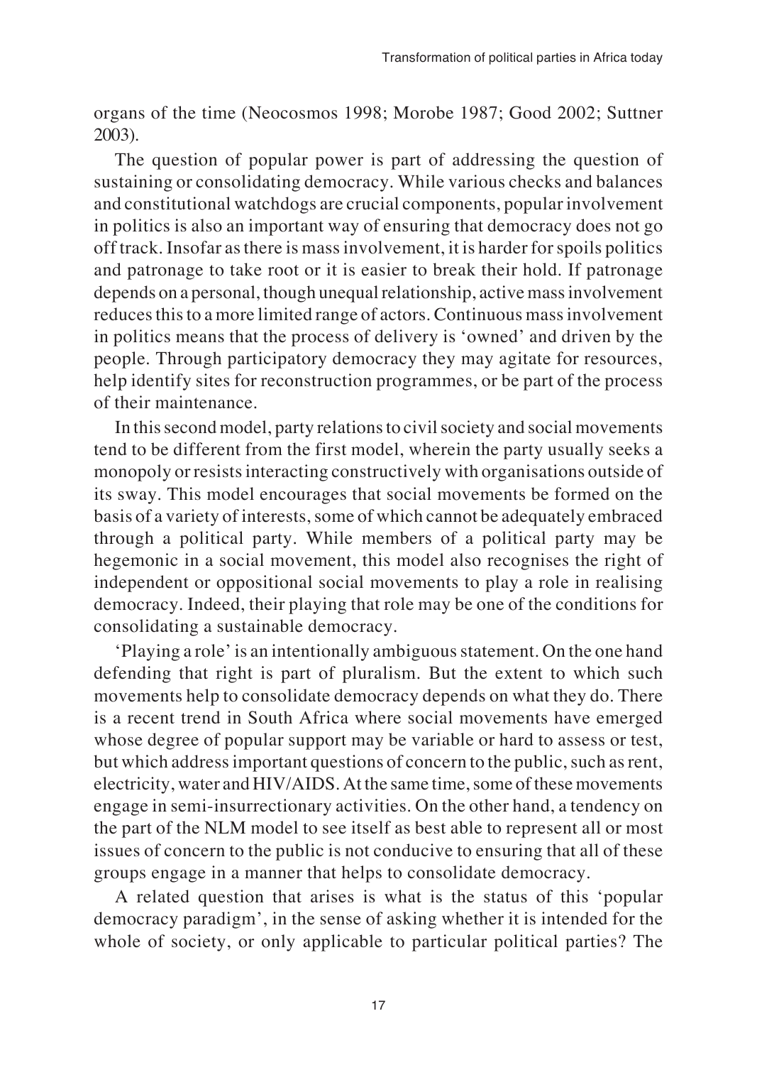organs of the time (Neocosmos 1998; Morobe 1987; Good 2002; Suttner 2003).

The question of popular power is part of addressing the question of sustaining or consolidating democracy. While various checks and balances and constitutional watchdogs are crucial components, popular involvement in politics is also an important way of ensuring that democracy does not go off track. Insofar as there is mass involvement, it is harder for spoils politics and patronage to take root or it is easier to break their hold. If patronage depends on a personal, though unequal relationship, active mass involvement reduces this to a more limited range of actors. Continuous mass involvement in politics means that the process of delivery is 'owned' and driven by the people. Through participatory democracy they may agitate for resources, help identify sites for reconstruction programmes, or be part of the process of their maintenance.

In this second model, party relations to civil society and social movements tend to be different from the first model, wherein the party usually seeks a monopoly or resists interacting constructively with organisations outside of its sway. This model encourages that social movements be formed on the basis of a variety of interests, some of which cannot be adequately embraced through a political party. While members of a political party may be hegemonic in a social movement, this model also recognises the right of independent or oppositional social movements to play a role in realising democracy. Indeed, their playing that role may be one of the conditions for consolidating a sustainable democracy.

'Playing a role' is an intentionally ambiguous statement. On the one hand defending that right is part of pluralism. But the extent to which such movements help to consolidate democracy depends on what they do. There is a recent trend in South Africa where social movements have emerged whose degree of popular support may be variable or hard to assess or test, but which address important questions of concern to the public, such as rent, electricity, water and HIV/AIDS. At the same time, some of these movements engage in semi-insurrectionary activities. On the other hand, a tendency on the part of the NLM model to see itself as best able to represent all or most issues of concern to the public is not conducive to ensuring that all of these groups engage in a manner that helps to consolidate democracy.

A related question that arises is what is the status of this 'popular democracy paradigm', in the sense of asking whether it is intended for the whole of society, or only applicable to particular political parties? The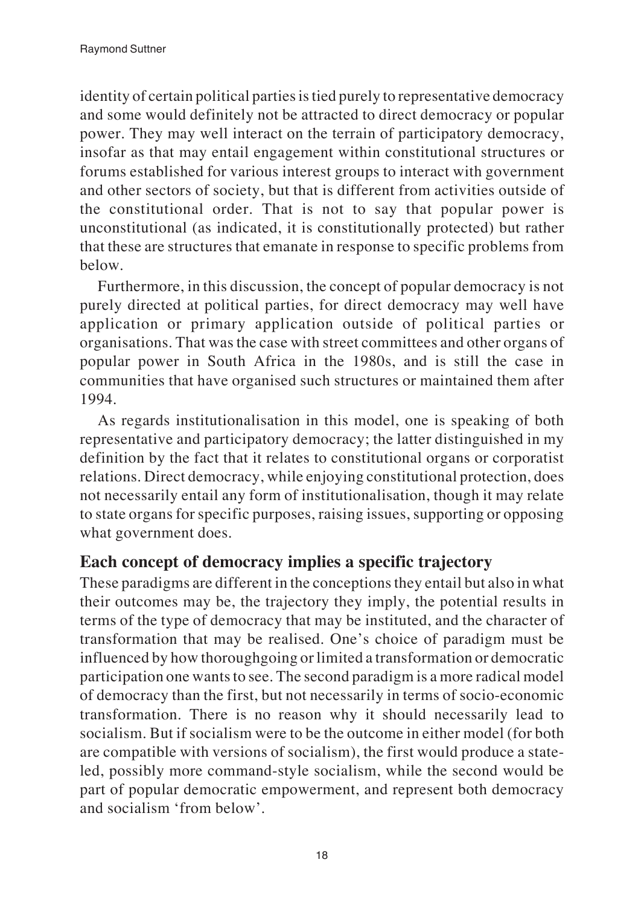identity of certain political parties is tied purely to representative democracy and some would definitely not be attracted to direct democracy or popular power. They may well interact on the terrain of participatory democracy, insofar as that may entail engagement within constitutional structures or forums established for various interest groups to interact with government and other sectors of society, but that is different from activities outside of the constitutional order. That is not to say that popular power is unconstitutional (as indicated, it is constitutionally protected) but rather that these are structures that emanate in response to specific problems from below.

Furthermore, in this discussion, the concept of popular democracy is not purely directed at political parties, for direct democracy may well have application or primary application outside of political parties or organisations. That was the case with street committees and other organs of popular power in South Africa in the 1980s, and is still the case in communities that have organised such structures or maintained them after 1994.

As regards institutionalisation in this model, one is speaking of both representative and participatory democracy; the latter distinguished in my definition by the fact that it relates to constitutional organs or corporatist relations. Direct democracy, while enjoying constitutional protection, does not necessarily entail any form of institutionalisation, though it may relate to state organs for specific purposes, raising issues, supporting or opposing what government does.

## Each concept of democracy implies a specific trajectory

These paradigms are different in the conceptions they entail but also in what their outcomes may be, the trajectory they imply, the potential results in terms of the type of democracy that may be instituted, and the character of transformation that may be realised. One's choice of paradigm must be influenced by how thoroughgoing or limited a transformation or democratic participation one wants to see. The second paradigm is a more radical model of democracy than the first, but not necessarily in terms of socio-economic transformation. There is no reason why it should necessarily lead to socialism. But if socialism were to be the outcome in either model (for both are compatible with versions of socialism), the first would produce a state-led, possibly more command-style socialism, while the second would be part of popular democratic empowerment, and represent both democracy and socialism 'from below'.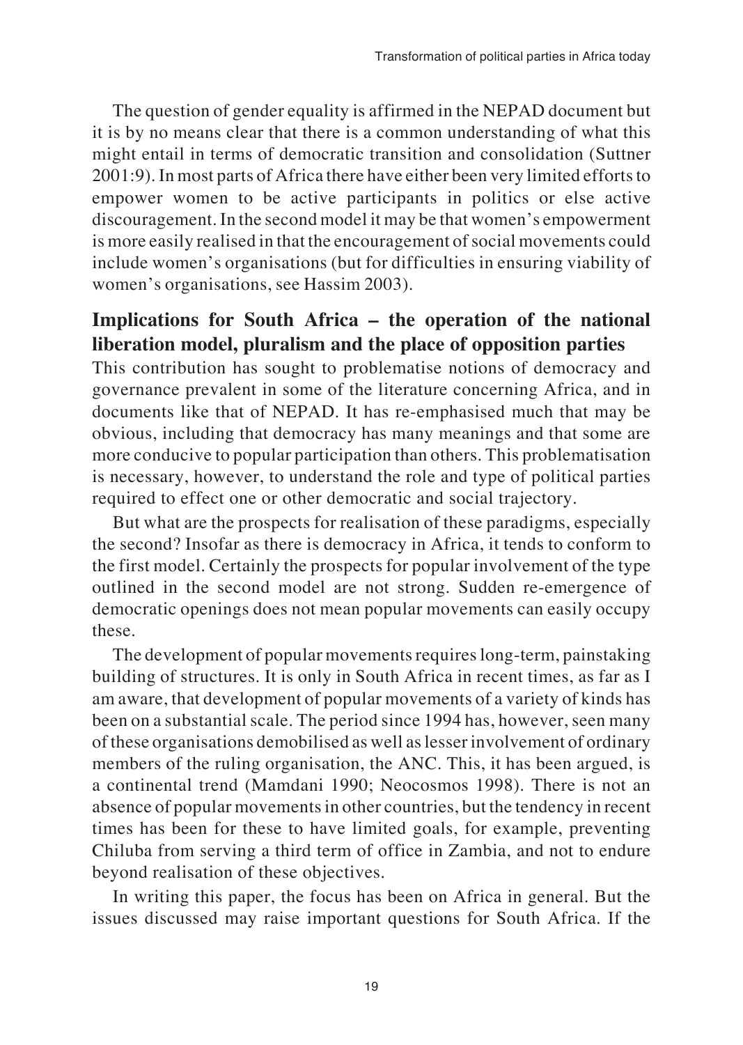The question of gender equality is affirmed in the NEPAD document but it is by no means clear that there is a common understanding of what this might entail in terms of democratic transition and consolidation (Suttner 2001:9). In most parts of Africa there have either been very limited efforts to empower women to be active participants in politics or else active discouragement. In the second model it may be that women's empowerment is more easily realised in that the encouragement of social movements could include women's organisations (but for difficulties in ensuring viability of women's organisations, see Hassim 2003).

## Implications for South Africa – the operation of the national liberation model, pluralism and the place of opposition parties

This contribution has sought to problematise notions of democracy and governance prevalent in some of the literature concerning Africa, and in documents like that of NEPAD. It has re-emphasised much that may be obvious, including that democracy has many meanings and that some are more conducive to popular participation than others. This problematisation is necessary, however, to understand the role and type of political parties required to effect one or other democratic and social trajectory.

But what are the prospects for realisation of these paradigms, especially the second? Insofar as there is democracy in Africa, it tends to conform to the first model. Certainly the prospects for popular involvement of the type outlined in the second model are not strong. Sudden re-emergence of democratic openings does not mean popular movements can easily occupy these.

The development of popular movements requires long-term, painstaking building of structures. It is only in South Africa in recent times, as far as I am aware, that development of popular movements of a variety of kinds has been on a substantial scale. The period since 1994 has, however, seen many of these organisations demobilised as well as lesser involvement of ordinary members of the ruling organisation, the ANC. This, it has been argued, is a continental trend (Mamdani 1990; Neocosmos 1998). There is not an absence of popular movements in other countries, but the tendency in recent times has been for these to have limited goals, for example, preventing Chiluba from serving a third term of office in Zambia, and not to endure beyond realisation of these objectives.

In writing this paper, the focus has been on Africa in general. But the issues discussed may raise important questions for South Africa. If the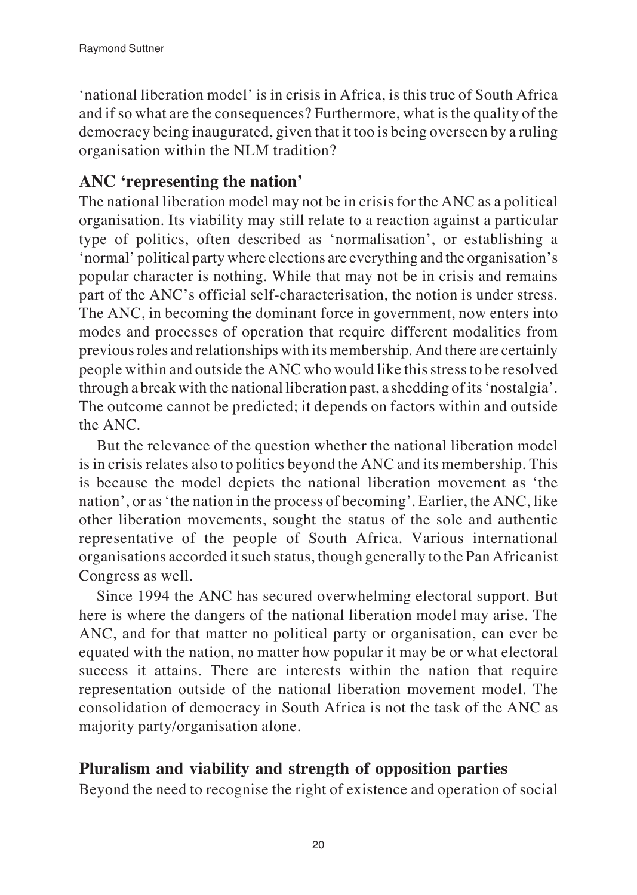'national liberation model' is in crisis in Africa, is this true of South Africa and if so what are the consequences? Furthermore, what is the quality of the democracy being inaugurated, given that it too is being overseen by a ruling organisation within the NLM tradition?

## ANC 'representing the nation'

The national liberation model may not be in crisis for the ANC as a political organisation. Its viability may still relate to a reaction against a particular type of politics, often described as 'normalisation', or establishing a 'normal' political party where elections are everything and the organisation's popular character is nothing. While that may not be in crisis and remains part of the ANC's official self-characterisation, the notion is under stress. The ANC, in becoming the dominant force in government, now enters into modes and processes of operation that require different modalities from previous roles and relationships with its membership. And there are certainly people within and outside the ANC who would like this stress to be resolved through a break with the national liberation past, a shedding of its 'nostalgia'. The outcome cannot be predicted; it depends on factors within and outside the ANC.

But the relevance of the question whether the national liberation model is in crisis relates also to politics beyond the ANC and its membership. This is because the model depicts the national liberation movement as 'the nation', or as 'the nation in the process of becoming'. Earlier, the ANC, like other liberation movements, sought the status of the sole and authentic representative of the people of South Africa. Various international organisations accorded it such status, though generally to the Pan Africanist Congress as well.

Since 1994 the ANC has secured overwhelming electoral support. But here is where the dangers of the national liberation model may arise. The ANC, and for that matter no political party or organisation, can ever be equated with the nation, no matter how popular it may be or what electoral success it attains. There are interests within the nation that require representation outside of the national liberation movement model. The consolidation of democracy in South Africa is not the task of the ANC as majority party/organisation alone.

## Pluralism and viability and strength of opposition parties

Beyond the need to recognise the right of existence and operation of social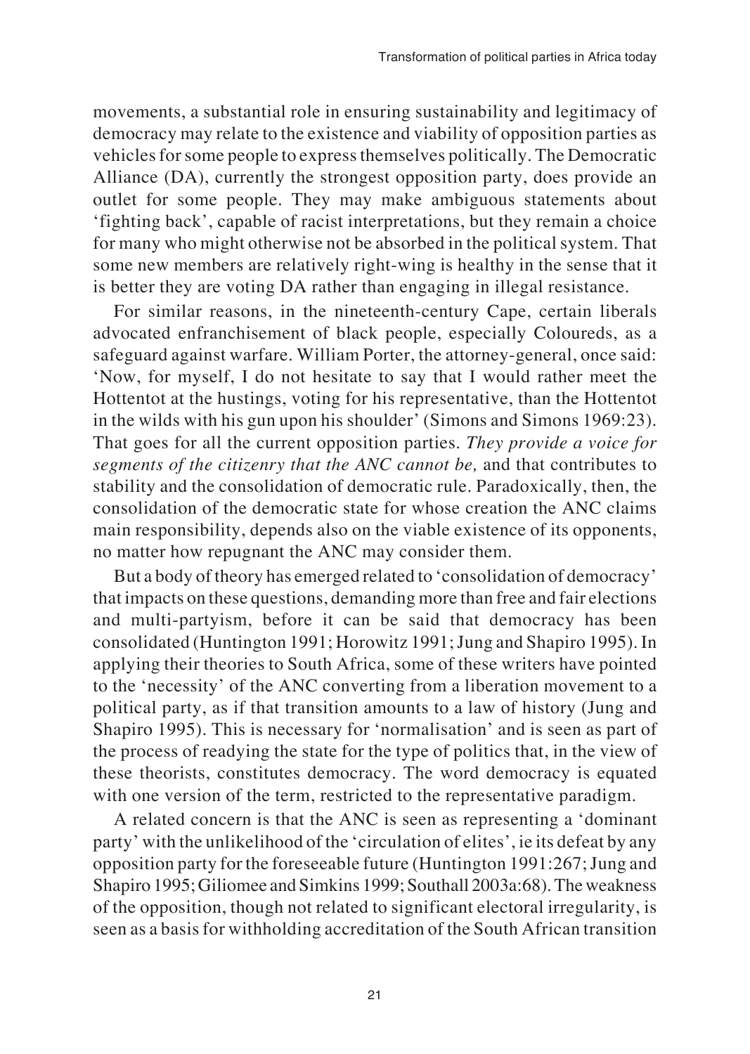movements, a substantial role in ensuring sustainability and legitimacy of democracy may relate to the existence and viability of opposition parties as vehicles for some people to express themselves politically. The Democratic Alliance (DA), currently the strongest opposition party, does provide an outlet for some people. They may make ambiguous statements about 'fighting back', capable of racist interpretations, but they remain a choice for many who might otherwise not be absorbed in the political system. That some new members are relatively right-wing is healthy in the sense that it is better they are voting DA rather than engaging in illegal resistance.

For similar reasons, in the nineteenth-century Cape, certain liberals advocated enfranchisement of black people, especially Coloureds, as a safeguard against warfare. William Porter, the attorney-general, once said: 'Now, for myself, I do not hesitate to say that I would rather meet the Hottentot at the hustings, voting for his representative, than the Hottentot in the wilds with his gun upon his shoulder' (Simons and Simons 1969:23). That goes for all the current opposition parties. *They provide a voice for segments of the citizenry that the ANC cannot be,* and that contributes to stability and the consolidation of democratic rule. Paradoxically, then, the consolidation of the democratic state for whose creation the ANC claims main responsibility, depends also on the viable existence of its opponents, no matter how repugnant the ANC may consider them.

But a body of theory has emerged related to 'consolidation of democracy' that impacts on these questions, demanding more than free and fair elections and multi-partyism, before it can be said that democracy has been consolidated (Huntington 1991; Horowitz 1991; Jung and Shapiro 1995). In applying their theories to South Africa, some of these writers have pointed to the 'necessity' of the ANC converting from a liberation movement to a political party, as if that transition amounts to a law of history (Jung and Shapiro 1995). This is necessary for 'normalisation' and is seen as part of the process of readying the state for the type of politics that, in the view of these theorists, constitutes democracy. The word democracy is equated with one version of the term, restricted to the representative paradigm.

A related concern is that the ANC is seen as representing a 'dominant party' with the unlikelihood of the 'circulation of elites', ie its defeat by any opposition party for the foreseeable future (Huntington 1991:267; Jung and Shapiro 1995; Giliomee and Simkins 1999; Southall 2003a:68). The weakness of the opposition, though not related to significant electoral irregularity, is seen as a basis for withholding accreditation of the South African transition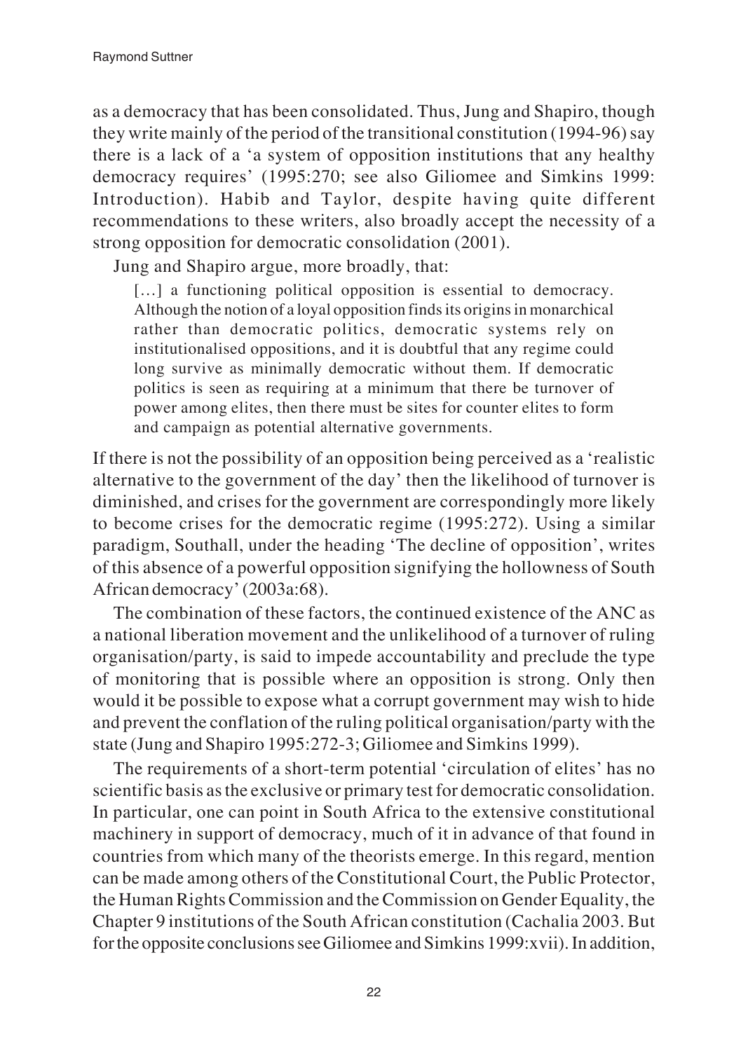as a democracy that has been consolidated. Thus, Jung and Shapiro, though they write mainly of the period of the transitional constitution (1994-96) say there is a lack of a 'a system of opposition institutions that any healthy democracy requires' (1995:270; see also Giliomee and Simkins 1999: Introduction). Habib and Taylor, despite having quite different recommendations to these writers, also broadly accept the necessity of a strong opposition for democratic consolidation (2001).

Jung and Shapiro argue, more broadly, that:

> […] a functioning political opposition is essential to democracy. Although the notion of a loyal opposition finds its origins in monarchical rather than democratic politics, democratic systems rely on institutionalised oppositions, and it is doubtful that any regime could long survive as minimally democratic without them. If democratic politics is seen as requiring at a minimum that there be turnover of power among elites, then there must be sites for counter elites to form and campaign as potential alternative governments.

If there is not the possibility of an opposition being perceived as a 'realistic alternative to the government of the day' then the likelihood of turnover is diminished, and crises for the government are correspondingly more likely to become crises for the democratic regime (1995:272). Using a similar paradigm, Southall, under the heading 'The decline of opposition', writes of this absence of a powerful opposition signifying the hollowness of South African democracy' (2003a:68).

The combination of these factors, the continued existence of the ANC as a national liberation movement and the unlikelihood of a turnover of ruling organisation/party, is said to impede accountability and preclude the type of monitoring that is possible where an opposition is strong. Only then would it be possible to expose what a corrupt government may wish to hide and prevent the conflation of the ruling political organisation/party with the state (Jung and Shapiro 1995:272-3; Giliomee and Simkins 1999).

The requirements of a short-term potential 'circulation of elites' has no scientific basis as the exclusive or primary test for democratic consolidation. In particular, one can point in South Africa to the extensive constitutional machinery in support of democracy, much of it in advance of that found in countries from which many of the theorists emerge. In this regard, mention can be made among others of the Constitutional Court, the Public Protector, the Human Rights Commission and the Commission on Gender Equality, the Chapter 9 institutions of the South African constitution (Cachalia 2003. But for the opposite conclusions see Giliomee and Simkins 1999:xvii). In addition,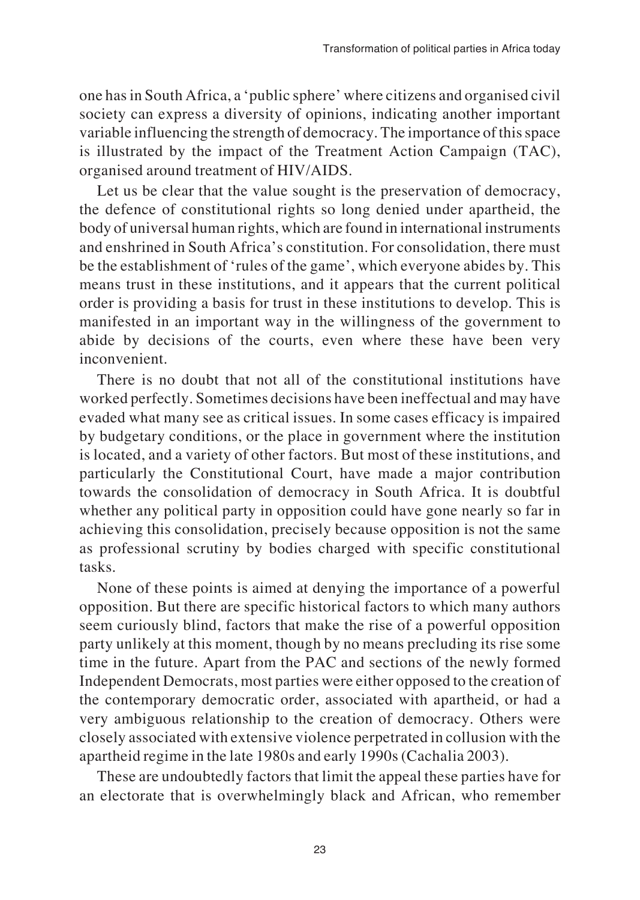one has in South Africa, a 'public sphere' where citizens and organised civil society can express a diversity of opinions, indicating another important variable influencing the strength of democracy. The importance of this space is illustrated by the impact of the Treatment Action Campaign (TAC), organised around treatment of HIV/AIDS.

Let us be clear that the value sought is the preservation of democracy, the defence of constitutional rights so long denied under apartheid, the body of universal human rights, which are found in international instruments and enshrined in South Africa's constitution. For consolidation, there must be the establishment of 'rules of the game', which everyone abides by. This means trust in these institutions, and it appears that the current political order is providing a basis for trust in these institutions to develop. This is manifested in an important way in the willingness of the government to abide by decisions of the courts, even where these have been very inconvenient.

There is no doubt that not all of the constitutional institutions have worked perfectly. Sometimes decisions have been ineffectual and may have evaded what many see as critical issues. In some cases efficacy is impaired by budgetary conditions, or the place in government where the institution is located, and a variety of other factors. But most of these institutions, and particularly the Constitutional Court, have made a major contribution towards the consolidation of democracy in South Africa. It is doubtful whether any political party in opposition could have gone nearly so far in achieving this consolidation, precisely because opposition is not the same as professional scrutiny by bodies charged with specific constitutional tasks.

None of these points is aimed at denying the importance of a powerful opposition. But there are specific historical factors to which many authors seem curiously blind, factors that make the rise of a powerful opposition party unlikely at this moment, though by no means precluding its rise some time in the future. Apart from the PAC and sections of the newly formed Independent Democrats, most parties were either opposed to the creation of the contemporary democratic order, associated with apartheid, or had a very ambiguous relationship to the creation of democracy. Others were closely associated with extensive violence perpetrated in collusion with the apartheid regime in the late 1980s and early 1990s (Cachalia 2003).

These are undoubtedly factors that limit the appeal these parties have for an electorate that is overwhelmingly black and African, who remember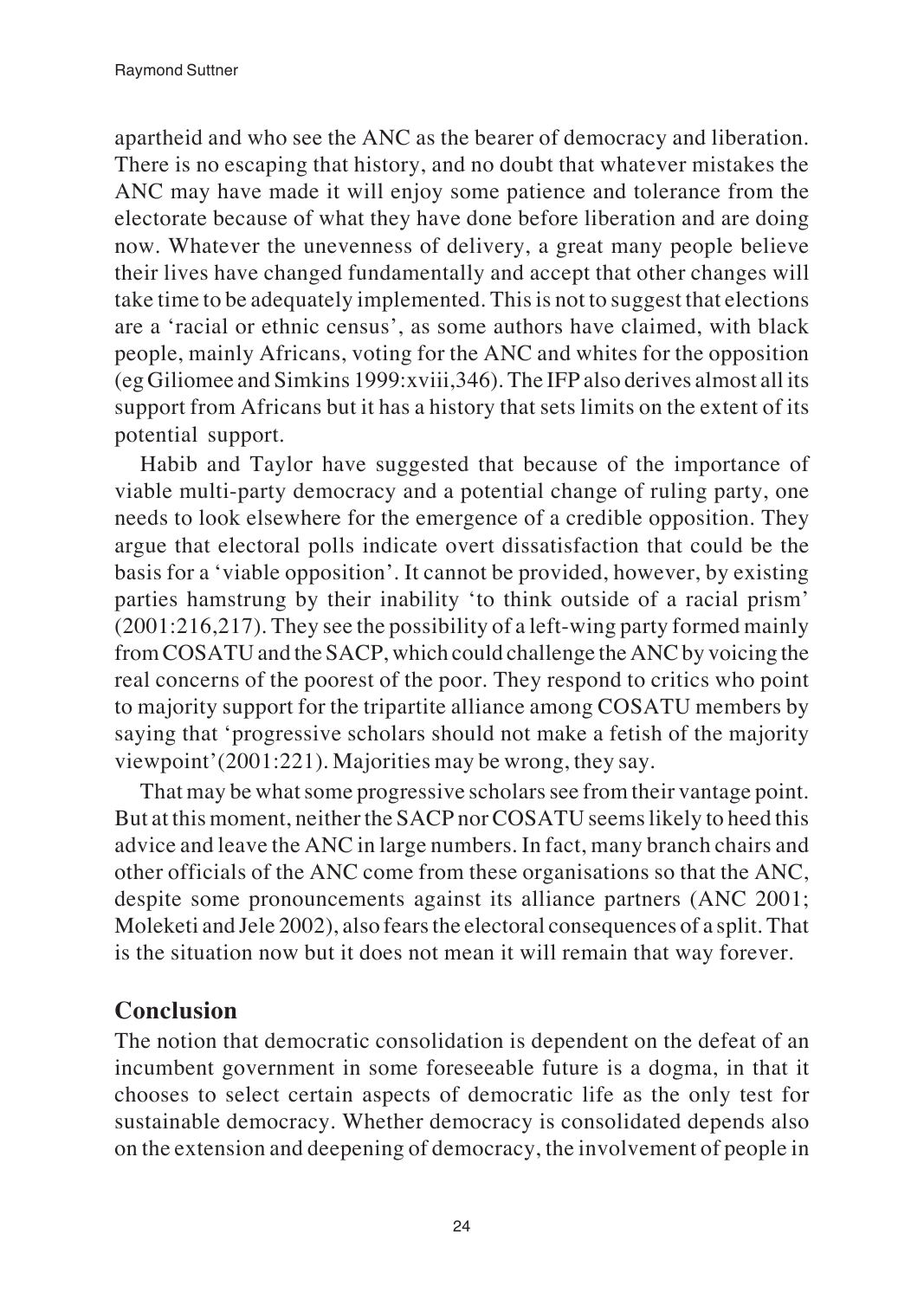apartheid and who see the ANC as the bearer of democracy and liberation. There is no escaping that history, and no doubt that whatever mistakes the ANC may have made it will enjoy some patience and tolerance from the electorate because of what they have done before liberation and are doing now. Whatever the unevenness of delivery, a great many people believe their lives have changed fundamentally and accept that other changes will take time to be adequately implemented. This is not to suggest that elections are a 'racial or ethnic census', as some authors have claimed, with black people, mainly Africans, voting for the ANC and whites for the opposition (eg Giliomee and Simkins 1999:xviii,346). The IFP also derives almost all its support from Africans but it has a history that sets limits on the extent of its potential support.

Habib and Taylor have suggested that because of the importance of viable multi-party democracy and a potential change of ruling party, one needs to look elsewhere for the emergence of a credible opposition. They argue that electoral polls indicate overt dissatisfaction that could be the basis for a 'viable opposition'. It cannot be provided, however, by existing parties hamstrung by their inability 'to think outside of a racial prism' (2001:216,217). They see the possibility of a left-wing party formed mainly from COSATU and the SACP, which could challenge the ANC by voicing the real concerns of the poorest of the poor. They respond to critics who point to majority support for the tripartite alliance among COSATU members by saying that 'progressive scholars should not make a fetish of the majority viewpoint'(2001:221). Majorities may be wrong, they say.

That may be what some progressive scholars see from their vantage point. But at this moment, neither the SACP nor COSATU seems likely to heed this advice and leave the ANC in large numbers. In fact, many branch chairs and other officials of the ANC come from these organisations so that the ANC, despite some pronouncements against its alliance partners (ANC 2001; Moleketi and Jele 2002), also fears the electoral consequences of a split. That is the situation now but it does not mean it will remain that way forever.

## Conclusion

The notion that democratic consolidation is dependent on the defeat of an incumbent government in some foreseeable future is a dogma, in that it chooses to select certain aspects of democratic life as the only test for sustainable democracy. Whether democracy is consolidated depends also on the extension and deepening of democracy, the involvement of people in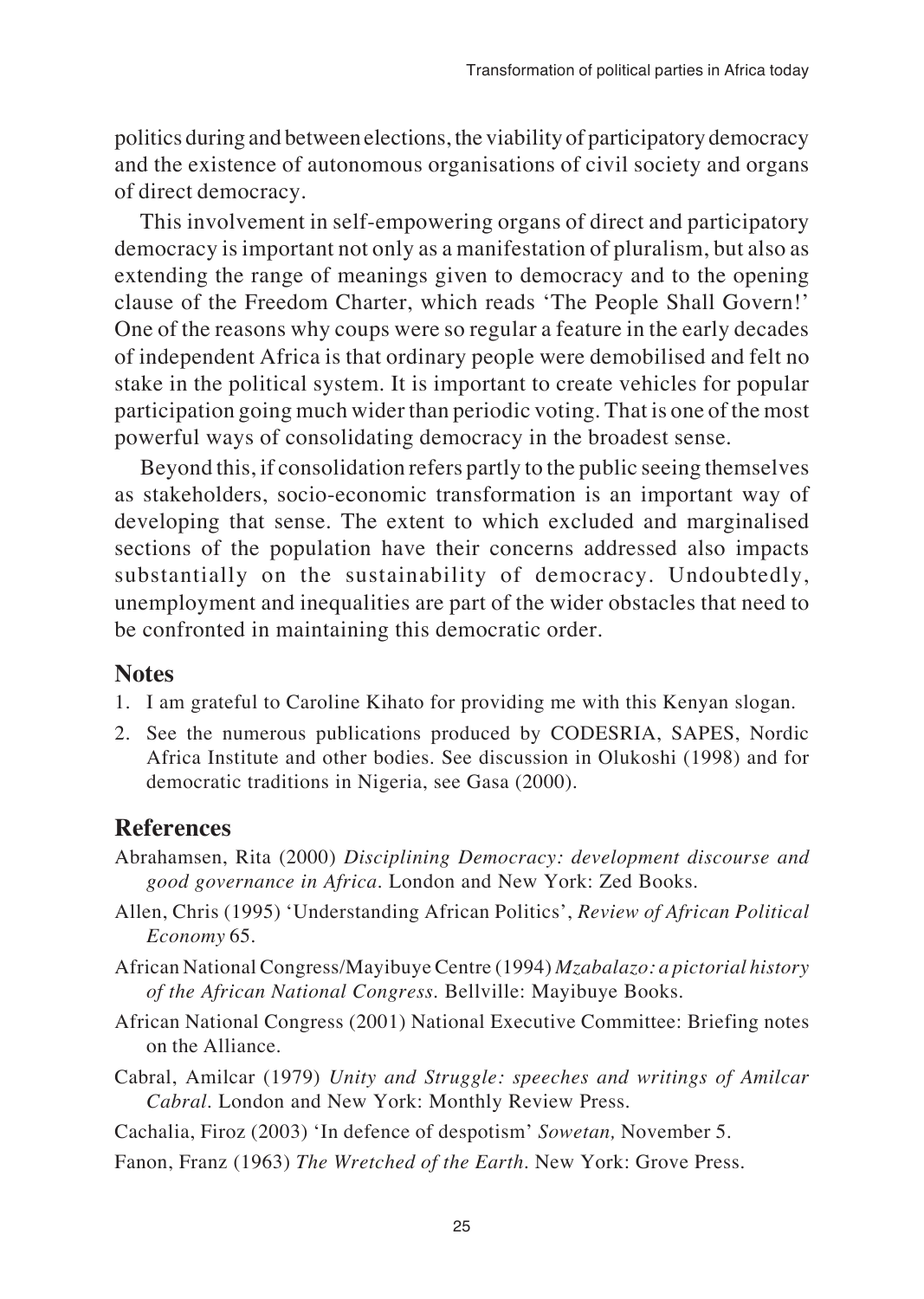politics during and between elections, the viability of participatory democracy and the existence of autonomous organisations of civil society and organs of direct democracy.

This involvement in self-empowering organs of direct and participatory democracy is important not only as a manifestation of pluralism, but also as extending the range of meanings given to democracy and to the opening clause of the Freedom Charter, which reads 'The People Shall Govern!' One of the reasons why coups were so regular a feature in the early decades of independent Africa is that ordinary people were demobilised and felt no stake in the political system. It is important to create vehicles for popular participation going much wider than periodic voting. That is one of the most powerful ways of consolidating democracy in the broadest sense.

Beyond this, if consolidation refers partly to the public seeing themselves as stakeholders, socio-economic transformation is an important way of developing that sense. The extent to which excluded and marginalised sections of the population have their concerns addressed also impacts substantially on the sustainability of democracy. Undoubtedly, unemployment and inequalities are part of the wider obstacles that need to be confronted in maintaining this democratic order.

## Notes

1. I am grateful to Caroline Kihato for providing me with this Kenyan slogan.
2. See the numerous publications produced by CODESRIA, SAPES, Nordic Africa Institute and other bodies. See discussion in Olukoshi (1998) and for democratic traditions in Nigeria, see Gasa (2000).

## References

Abrahamsen, Rita (2000) *Disciplining Democracy: development discourse and good governance in Africa*. London and New York: Zed Books.

Allen, Chris (1995) 'Understanding African Politics', *Review of African Political Economy* 65.

African National Congress/Mayibuye Centre (1994) *Mzabalazo: a pictorial history of the African National Congress*. Bellville: Mayibuye Books.

African National Congress (2001) National Executive Committee: Briefing notes on the Alliance.

Cabral, Amilcar (1979) *Unity and Struggle: speeches and writings of Amilcar Cabral*. London and New York: Monthly Review Press.

Cachalia, Firoz (2003) 'In defence of despotism' *Sowetan,* November 5.

Fanon, Franz (1963) *The Wretched of the Earth*. New York: Grove Press.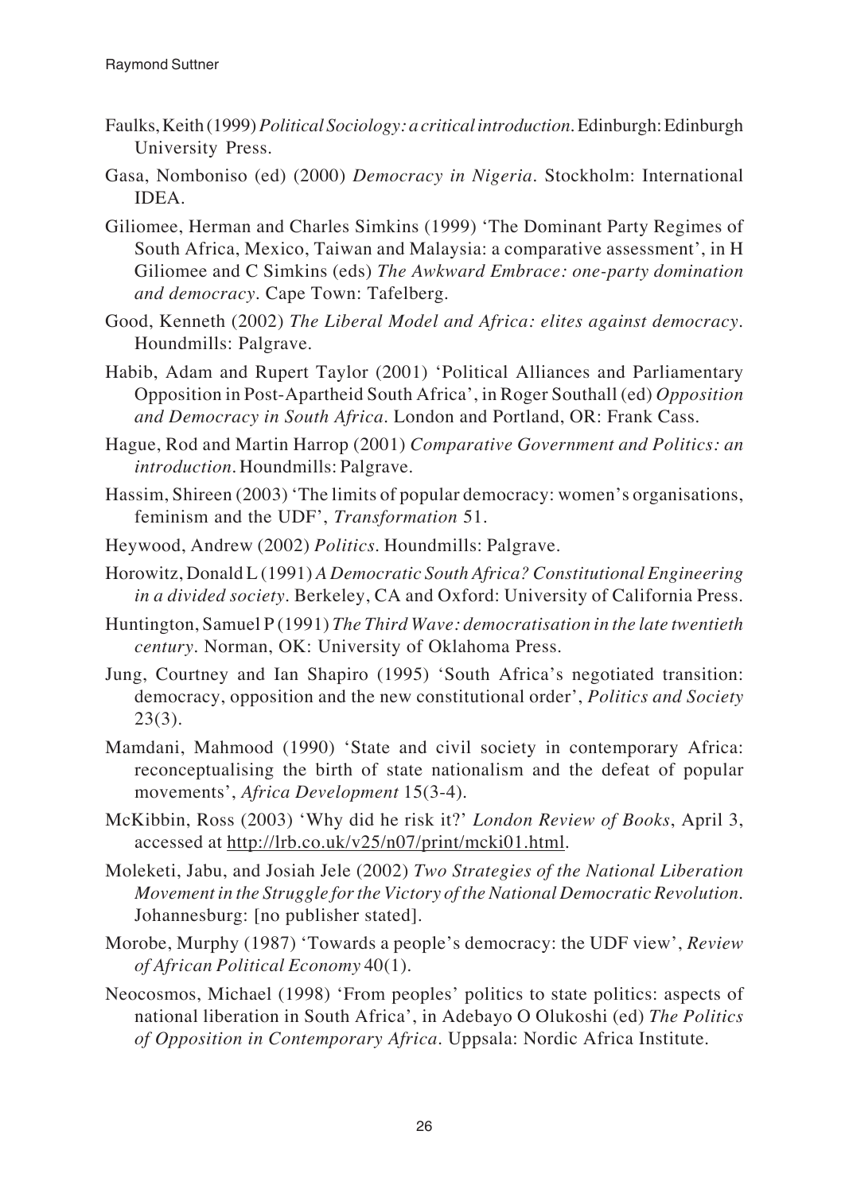Faulks, Keith (1999) *Political Sociology: a critical introduction*. Edinburgh: Edinburgh University Press.

Gasa, Nomboniso (ed) (2000) *Democracy in Nigeria*. Stockholm: International IDEA.

Giliomee, Herman and Charles Simkins (1999) 'The Dominant Party Regimes of South Africa, Mexico, Taiwan and Malaysia: a comparative assessment', in H Giliomee and C Simkins (eds) *The Awkward Embrace: one-party domination and democracy*. Cape Town: Tafelberg.

Good, Kenneth (2002) *The Liberal Model and Africa: elites against democracy*. Houndmills: Palgrave.

Habib, Adam and Rupert Taylor (2001) 'Political Alliances and Parliamentary Opposition in Post-Apartheid South Africa', in Roger Southall (ed) *Opposition and Democracy in South Africa*. London and Portland, OR: Frank Cass.

Hague, Rod and Martin Harrop (2001) *Comparative Government and Politics: an introduction*. Houndmills: Palgrave.

Hassim, Shireen (2003) 'The limits of popular democracy: women's organisations, feminism and the UDF', *Transformation* 51.

Heywood, Andrew (2002) *Politics*. Houndmills: Palgrave.

Horowitz, Donald L (1991) *A Democratic South Africa? Constitutional Engineering in a divided society*. Berkeley, CA and Oxford: University of California Press.

Huntington, Samuel P (1991) *The Third Wave: democratisation in the late twentieth century*. Norman, OK: University of Oklahoma Press.

Jung, Courtney and Ian Shapiro (1995) 'South Africa's negotiated transition: democracy, opposition and the new constitutional order', *Politics and Society* 23(3).

Mamdani, Mahmood (1990) 'State and civil society in contemporary Africa: reconceptualising the birth of state nationalism and the defeat of popular movements', *Africa Development* 15(3-4).

McKibbin, Ross (2003) 'Why did he risk it?' *London Review of Books*, April 3, accessed at http://lrb.co.uk/v25/n07/print/mcki01.html.

Moleketi, Jabu, and Josiah Jele (2002) *Two Strategies of the National Liberation Movement in the Struggle for the Victory of the National Democratic Revolution*. Johannesburg: [no publisher stated].

Morobe, Murphy (1987) 'Towards a people's democracy: the UDF view', *Review of African Political Economy* 40(1).

Neocosmos, Michael (1998) 'From peoples' politics to state politics: aspects of national liberation in South Africa', in Adebayo O Olukoshi (ed) *The Politics of Opposition in Contemporary Africa*. Uppsala: Nordic Africa Institute.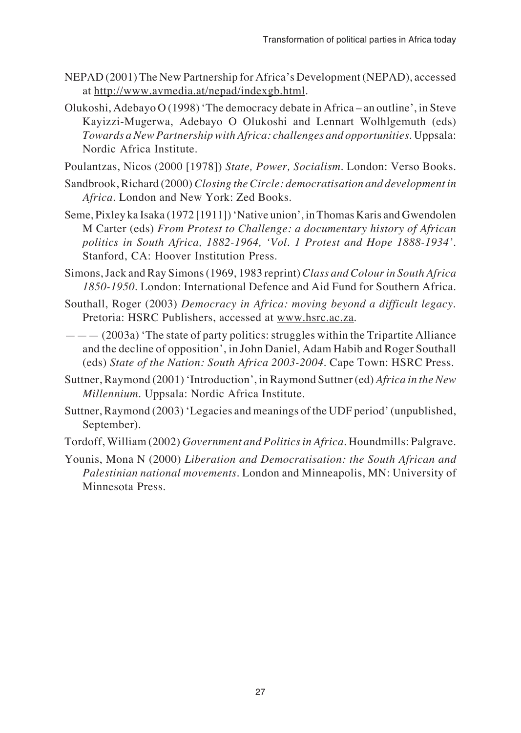NEPAD (2001) The New Partnership for Africa's Development (NEPAD), accessed at http://www.avmedia.at/nepad/indexgb.html.

Olukoshi, Adebayo O (1998) 'The democracy debate in Africa – an outline', in Steve Kayizzi-Mugerwa, Adebayo O Olukoshi and Lennart Wolhlgemuth (eds) *Towards a New Partnership with Africa: challenges and opportunities*. Uppsala: Nordic Africa Institute.

Poulantzas, Nicos (2000 [1978]) *State, Power, Socialism*. London: Verso Books.

Sandbrook, Richard (2000) *Closing the Circle: democratisation and development in Africa*. London and New York: Zed Books.

Seme, Pixley ka Isaka (1972 [1911]) 'Native union', in Thomas Karis and Gwendolen M Carter (eds) *From Protest to Challenge: a documentary history of African politics in South Africa, 1882-1964, 'Vol. 1 Protest and Hope 1888-1934'*. Stanford, CA: Hoover Institution Press.

Simons, Jack and Ray Simons (1969, 1983 reprint) *Class and Colour in South Africa 1850-1950*. London: International Defence and Aid Fund for Southern Africa.

Southall, Roger (2003) *Democracy in Africa: moving beyond a difficult legacy*. Pretoria: HSRC Publishers, accessed at www.hsrc.ac.za.

——— (2003a) 'The state of party politics: struggles within the Tripartite Alliance and the decline of opposition', in John Daniel, Adam Habib and Roger Southall (eds) *State of the Nation: South Africa 2003-2004*. Cape Town: HSRC Press.

Suttner, Raymond (2001) 'Introduction', in Raymond Suttner (ed) *Africa in the New Millennium*. Uppsala: Nordic Africa Institute.

Suttner, Raymond (2003) 'Legacies and meanings of the UDF period' (unpublished, September).

Tordoff, William (2002) *Government and Politics in Africa*. Houndmills: Palgrave.

Younis, Mona N (2000) *Liberation and Democratisation: the South African and Palestinian national movements*. London and Minneapolis, MN: University of Minnesota Press.